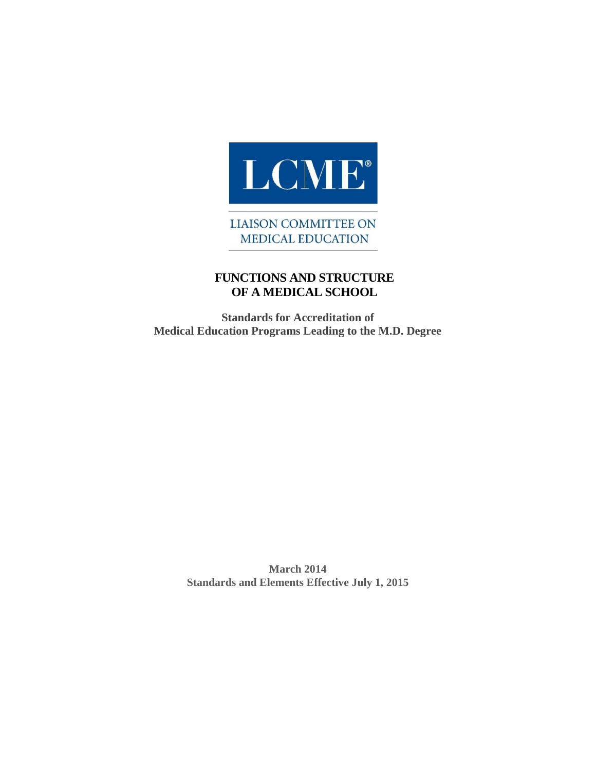LCME®

LIAISON COMMITTEE ON MEDICAL EDUCATION

# FUNCTIONS AND STRUCTURE OF A MEDICAL SCHOOL

**Standards for Accreditation of Medical Education Programs Leading to the M.D. Degree**

**March 2014**
**Standards and Elements Effective July 1, 2015**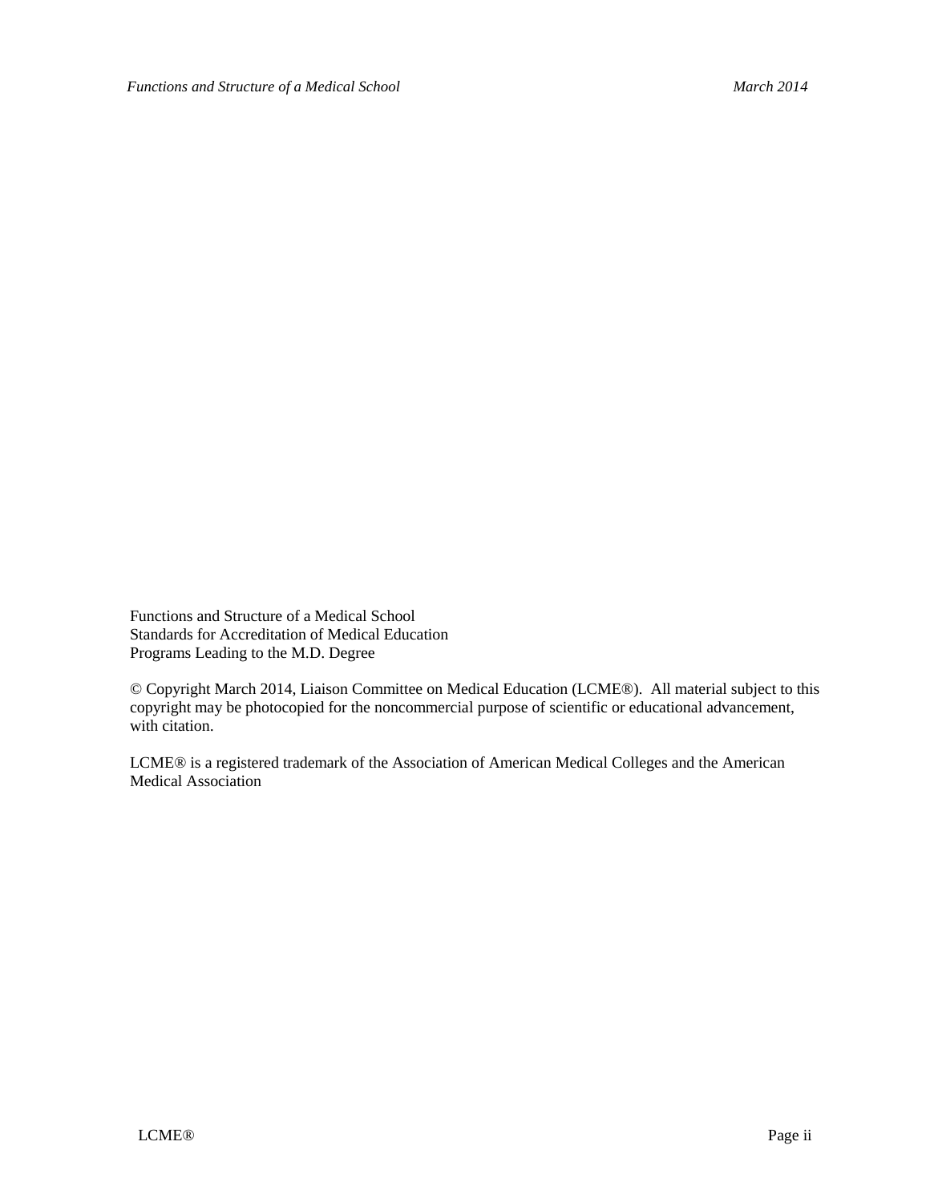Functions and Structure of a Medical School
Standards for Accreditation of Medical Education
Programs Leading to the M.D. Degree

© Copyright March 2014, Liaison Committee on Medical Education (LCME®). All material subject to this copyright may be photocopied for the noncommercial purpose of scientific or educational advancement, with citation.

LCME® is a registered trademark of the Association of American Medical Colleges and the American Medical Association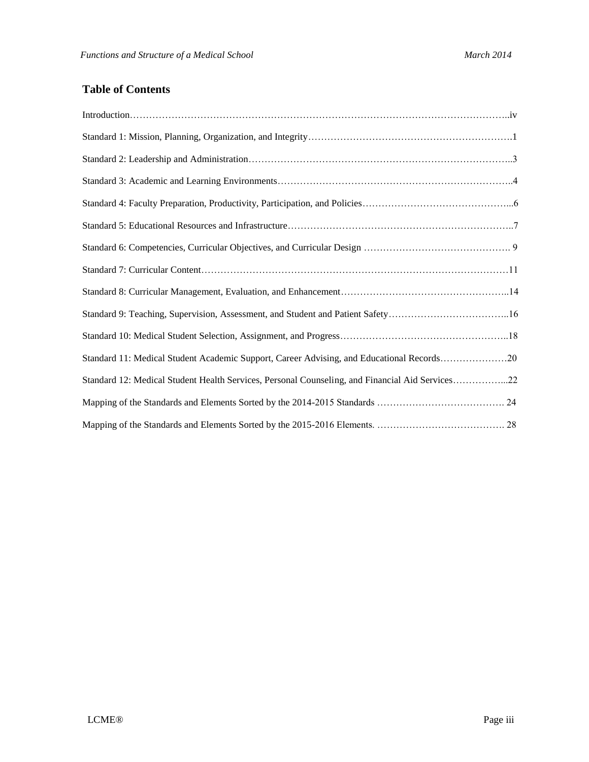## Table of Contents

Introduction……………………………………………………………………………………………………..iv

Standard 1: Mission, Planning, Organization, and Integrity……………………………………………………….1

Standard 2: Leadership and Administration………………………………………………………………………..3

Standard 3: Academic and Learning Environments………………………………………………………………..4

Standard 4: Faculty Preparation, Productivity, Participation, and Policies………………………………………...6

Standard 5: Educational Resources and Infrastructure……………………………………………………………..7

Standard 6: Competencies, Curricular Objectives, and Curricular Design ………………………………………. 9

Standard 7: Curricular Content……………………………………………………………………………………11

Standard 8: Curricular Management, Evaluation, and Enhancement……………………………………………...14

Standard 9: Teaching, Supervision, Assessment, and Student and Patient Safety………………………………...16

Standard 10: Medical Student Selection, Assignment, and Progress……………………………………………...18

Standard 11: Medical Student Academic Support, Career Advising, and Educational Records…………………20

Standard 12: Medical Student Health Services, Personal Counseling, and Financial Aid Services……………...22

Mapping of the Standards and Elements Sorted by the 2014-2015 Standards …………………………………. 24

Mapping of the Standards and Elements Sorted by the 2015-2016 Elements. …………………………………. 28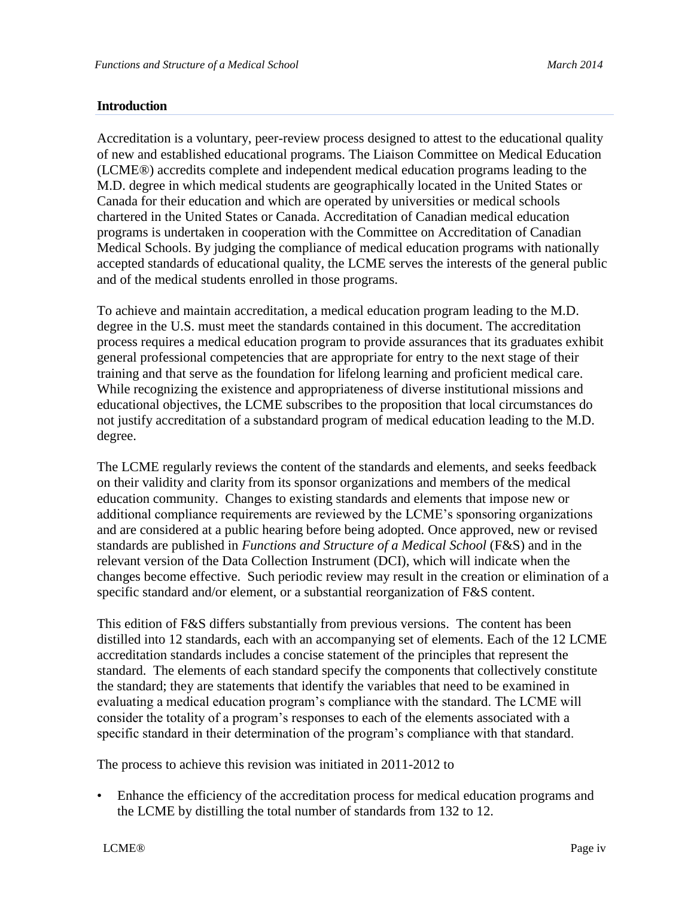## Introduction

Accreditation is a voluntary, peer-review process designed to attest to the educational quality of new and established educational programs. The Liaison Committee on Medical Education (LCME®) accredits complete and independent medical education programs leading to the M.D. degree in which medical students are geographically located in the United States or Canada for their education and which are operated by universities or medical schools chartered in the United States or Canada. Accreditation of Canadian medical education programs is undertaken in cooperation with the Committee on Accreditation of Canadian Medical Schools. By judging the compliance of medical education programs with nationally accepted standards of educational quality, the LCME serves the interests of the general public and of the medical students enrolled in those programs.

To achieve and maintain accreditation, a medical education program leading to the M.D. degree in the U.S. must meet the standards contained in this document. The accreditation process requires a medical education program to provide assurances that its graduates exhibit general professional competencies that are appropriate for entry to the next stage of their training and that serve as the foundation for lifelong learning and proficient medical care. While recognizing the existence and appropriateness of diverse institutional missions and educational objectives, the LCME subscribes to the proposition that local circumstances do not justify accreditation of a substandard program of medical education leading to the M.D. degree.

The LCME regularly reviews the content of the standards and elements, and seeks feedback on their validity and clarity from its sponsor organizations and members of the medical education community. Changes to existing standards and elements that impose new or additional compliance requirements are reviewed by the LCME's sponsoring organizations and are considered at a public hearing before being adopted. Once approved, new or revised standards are published in *Functions and Structure of a Medical School* (F&S) and in the relevant version of the Data Collection Instrument (DCI), which will indicate when the changes become effective. Such periodic review may result in the creation or elimination of a specific standard and/or element, or a substantial reorganization of F&S content.

This edition of F&S differs substantially from previous versions. The content has been distilled into 12 standards, each with an accompanying set of elements. Each of the 12 LCME accreditation standards includes a concise statement of the principles that represent the standard. The elements of each standard specify the components that collectively constitute the standard; they are statements that identify the variables that need to be examined in evaluating a medical education program's compliance with the standard. The LCME will consider the totality of a program's responses to each of the elements associated with a specific standard in their determination of the program's compliance with that standard.

The process to achieve this revision was initiated in 2011-2012 to

- Enhance the efficiency of the accreditation process for medical education programs and the LCME by distilling the total number of standards from 132 to 12.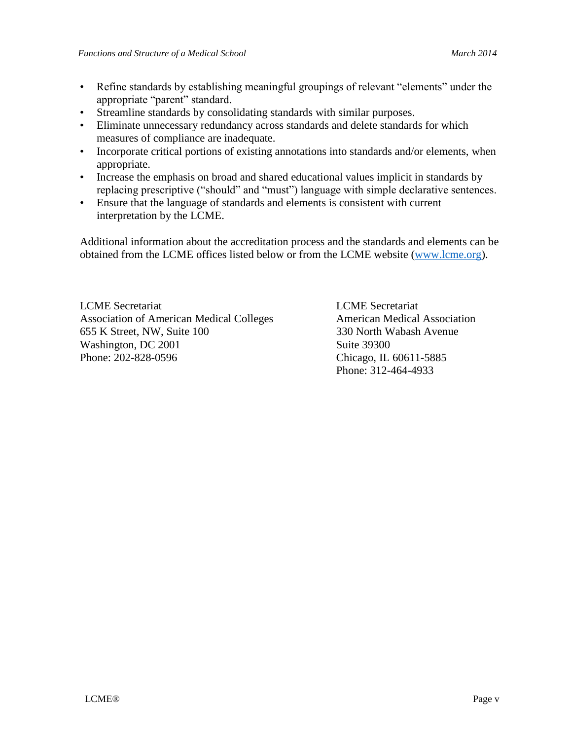- Refine standards by establishing meaningful groupings of relevant "elements" under the appropriate "parent" standard.
- Streamline standards by consolidating standards with similar purposes.
- Eliminate unnecessary redundancy across standards and delete standards for which measures of compliance are inadequate.
- Incorporate critical portions of existing annotations into standards and/or elements, when appropriate.
- Increase the emphasis on broad and shared educational values implicit in standards by replacing prescriptive ("should" and "must") language with simple declarative sentences.
- Ensure that the language of standards and elements is consistent with current interpretation by the LCME.

Additional information about the accreditation process and the standards and elements can be obtained from the LCME offices listed below or from the LCME website (www.lcme.org).

LCME Secretariat
Association of American Medical Colleges
655 K Street, NW, Suite 100
Washington, DC 2001
Phone: 202-828-0596

LCME Secretariat
American Medical Association
330 North Wabash Avenue
Suite 39300
Chicago, IL 60611-5885
Phone: 312-464-4933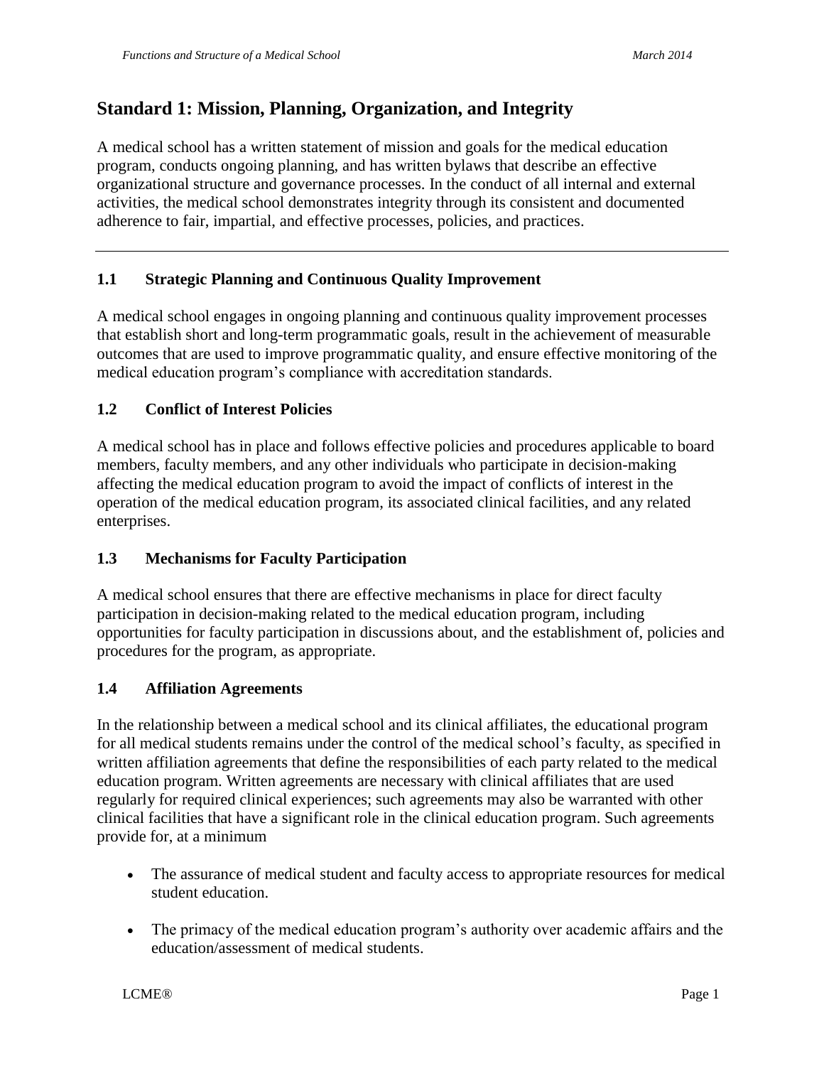## Standard 1: Mission, Planning, Organization, and Integrity

A medical school has a written statement of mission and goals for the medical education program, conducts ongoing planning, and has written bylaws that describe an effective organizational structure and governance processes. In the conduct of all internal and external activities, the medical school demonstrates integrity through its consistent and documented adherence to fair, impartial, and effective processes, policies, and practices.

---

### 1.1 Strategic Planning and Continuous Quality Improvement

A medical school engages in ongoing planning and continuous quality improvement processes that establish short and long-term programmatic goals, result in the achievement of measurable outcomes that are used to improve programmatic quality, and ensure effective monitoring of the medical education program's compliance with accreditation standards.

### 1.2 Conflict of Interest Policies

A medical school has in place and follows effective policies and procedures applicable to board members, faculty members, and any other individuals who participate in decision-making affecting the medical education program to avoid the impact of conflicts of interest in the operation of the medical education program, its associated clinical facilities, and any related enterprises.

### 1.3 Mechanisms for Faculty Participation

A medical school ensures that there are effective mechanisms in place for direct faculty participation in decision-making related to the medical education program, including opportunities for faculty participation in discussions about, and the establishment of, policies and procedures for the program, as appropriate.

### 1.4 Affiliation Agreements

In the relationship between a medical school and its clinical affiliates, the educational program for all medical students remains under the control of the medical school's faculty, as specified in written affiliation agreements that define the responsibilities of each party related to the medical education program. Written agreements are necessary with clinical affiliates that are used regularly for required clinical experiences; such agreements may also be warranted with other clinical facilities that have a significant role in the clinical education program. Such agreements provide for, at a minimum

- The assurance of medical student and faculty access to appropriate resources for medical student education.
- The primacy of the medical education program's authority over academic affairs and the education/assessment of medical students.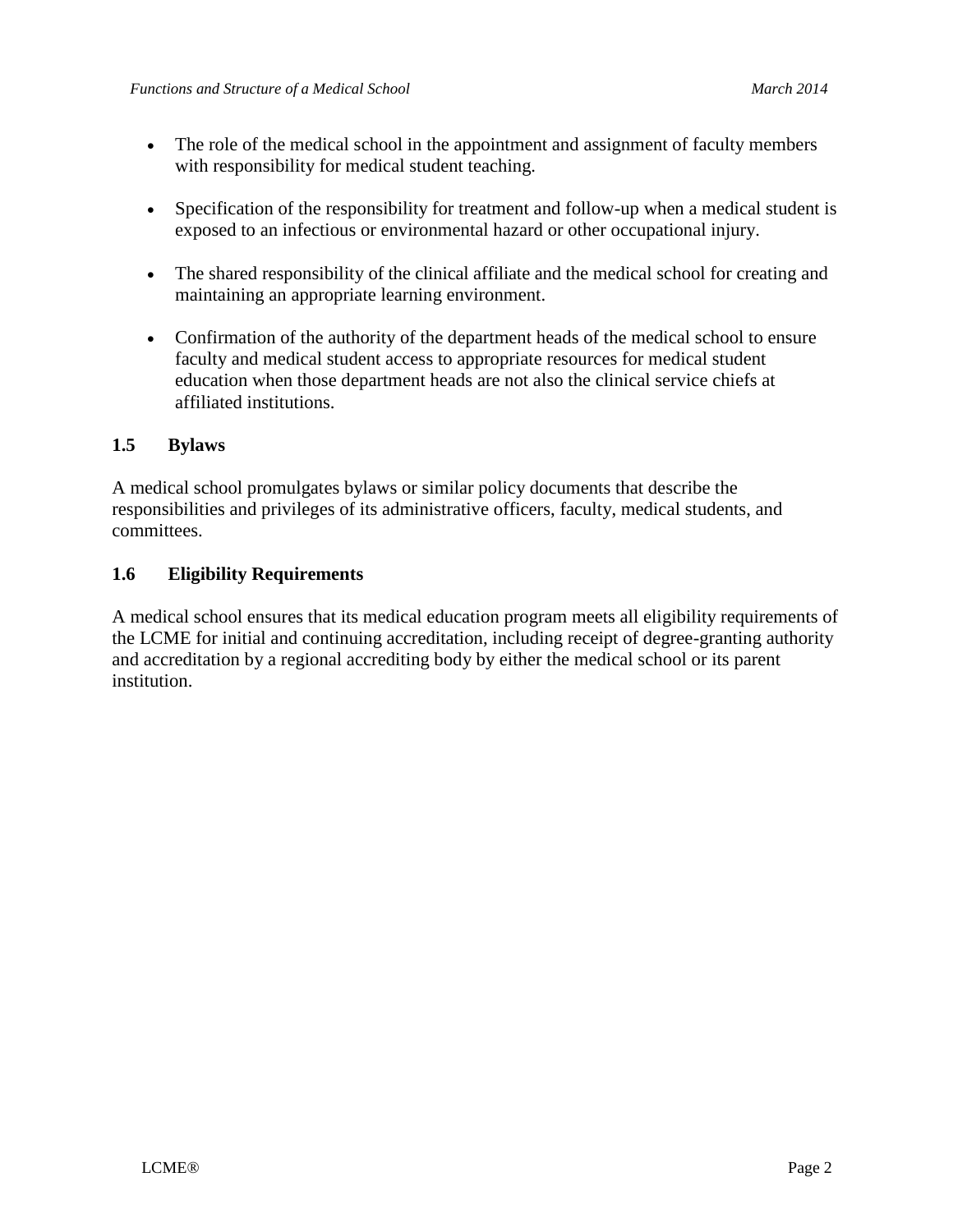- The role of the medical school in the appointment and assignment of faculty members with responsibility for medical student teaching.

- Specification of the responsibility for treatment and follow-up when a medical student is exposed to an infectious or environmental hazard or other occupational injury.

- The shared responsibility of the clinical affiliate and the medical school for creating and maintaining an appropriate learning environment.

- Confirmation of the authority of the department heads of the medical school to ensure faculty and medical student access to appropriate resources for medical student education when those department heads are not also the clinical service chiefs at affiliated institutions.

### 1.5 Bylaws

A medical school promulgates bylaws or similar policy documents that describe the responsibilities and privileges of its administrative officers, faculty, medical students, and committees.

### 1.6 Eligibility Requirements

A medical school ensures that its medical education program meets all eligibility requirements of the LCME for initial and continuing accreditation, including receipt of degree-granting authority and accreditation by a regional accrediting body by either the medical school or its parent institution.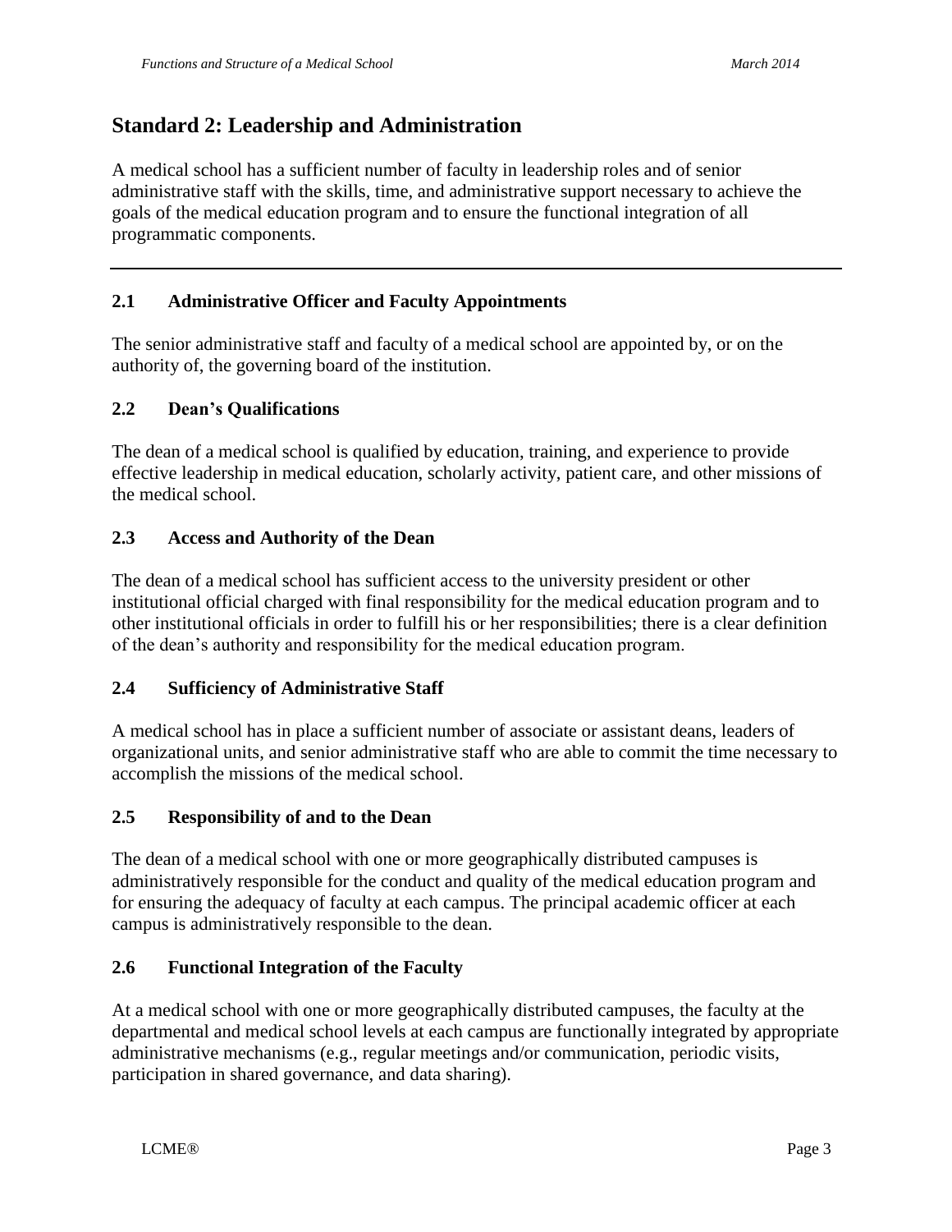## Standard 2: Leadership and Administration

A medical school has a sufficient number of faculty in leadership roles and of senior administrative staff with the skills, time, and administrative support necessary to achieve the goals of the medical education program and to ensure the functional integration of all programmatic components.

---

### 2.1 Administrative Officer and Faculty Appointments

The senior administrative staff and faculty of a medical school are appointed by, or on the authority of, the governing board of the institution.

### 2.2 Dean's Qualifications

The dean of a medical school is qualified by education, training, and experience to provide effective leadership in medical education, scholarly activity, patient care, and other missions of the medical school.

### 2.3 Access and Authority of the Dean

The dean of a medical school has sufficient access to the university president or other institutional official charged with final responsibility for the medical education program and to other institutional officials in order to fulfill his or her responsibilities; there is a clear definition of the dean's authority and responsibility for the medical education program.

### 2.4 Sufficiency of Administrative Staff

A medical school has in place a sufficient number of associate or assistant deans, leaders of organizational units, and senior administrative staff who are able to commit the time necessary to accomplish the missions of the medical school.

### 2.5 Responsibility of and to the Dean

The dean of a medical school with one or more geographically distributed campuses is administratively responsible for the conduct and quality of the medical education program and for ensuring the adequacy of faculty at each campus. The principal academic officer at each campus is administratively responsible to the dean.

### 2.6 Functional Integration of the Faculty

At a medical school with one or more geographically distributed campuses, the faculty at the departmental and medical school levels at each campus are functionally integrated by appropriate administrative mechanisms (e.g., regular meetings and/or communication, periodic visits, participation in shared governance, and data sharing).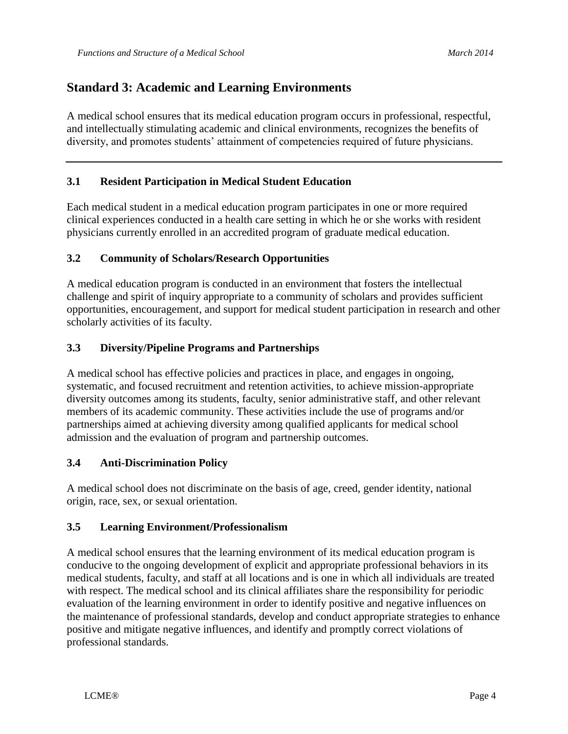## Standard 3: Academic and Learning Environments

A medical school ensures that its medical education program occurs in professional, respectful, and intellectually stimulating academic and clinical environments, recognizes the benefits of diversity, and promotes students' attainment of competencies required of future physicians.

---

### 3.1 Resident Participation in Medical Student Education

Each medical student in a medical education program participates in one or more required clinical experiences conducted in a health care setting in which he or she works with resident physicians currently enrolled in an accredited program of graduate medical education.

### 3.2 Community of Scholars/Research Opportunities

A medical education program is conducted in an environment that fosters the intellectual challenge and spirit of inquiry appropriate to a community of scholars and provides sufficient opportunities, encouragement, and support for medical student participation in research and other scholarly activities of its faculty.

### 3.3 Diversity/Pipeline Programs and Partnerships

A medical school has effective policies and practices in place, and engages in ongoing, systematic, and focused recruitment and retention activities, to achieve mission-appropriate diversity outcomes among its students, faculty, senior administrative staff, and other relevant members of its academic community. These activities include the use of programs and/or partnerships aimed at achieving diversity among qualified applicants for medical school admission and the evaluation of program and partnership outcomes.

### 3.4 Anti-Discrimination Policy

A medical school does not discriminate on the basis of age, creed, gender identity, national origin, race, sex, or sexual orientation.

### 3.5 Learning Environment/Professionalism

A medical school ensures that the learning environment of its medical education program is conducive to the ongoing development of explicit and appropriate professional behaviors in its medical students, faculty, and staff at all locations and is one in which all individuals are treated with respect. The medical school and its clinical affiliates share the responsibility for periodic evaluation of the learning environment in order to identify positive and negative influences on the maintenance of professional standards, develop and conduct appropriate strategies to enhance positive and mitigate negative influences, and identify and promptly correct violations of professional standards.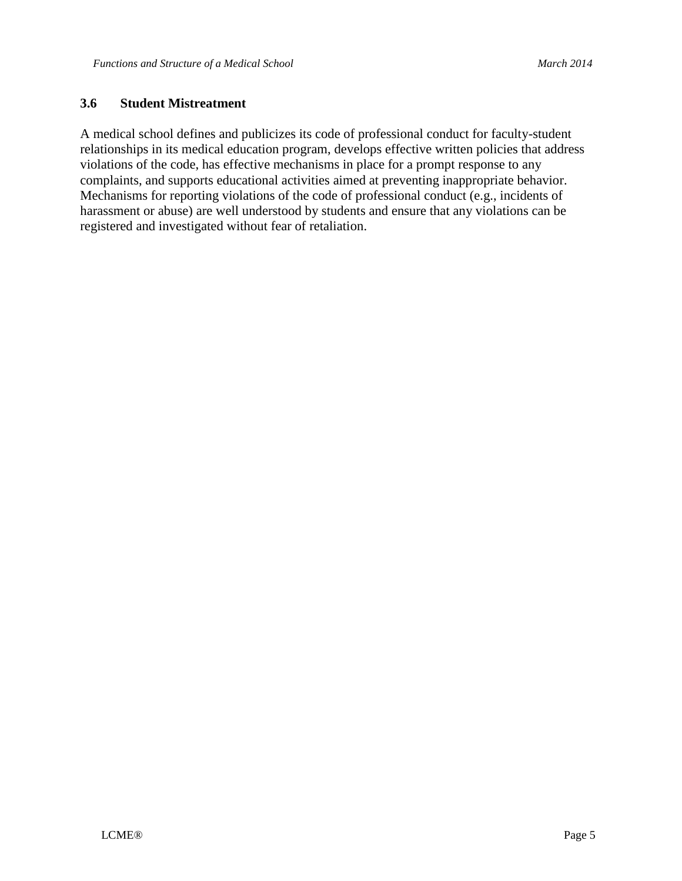### 3.6 Student Mistreatment

A medical school defines and publicizes its code of professional conduct for faculty-student relationships in its medical education program, develops effective written policies that address violations of the code, has effective mechanisms in place for a prompt response to any complaints, and supports educational activities aimed at preventing inappropriate behavior. Mechanisms for reporting violations of the code of professional conduct (e.g., incidents of harassment or abuse) are well understood by students and ensure that any violations can be registered and investigated without fear of retaliation.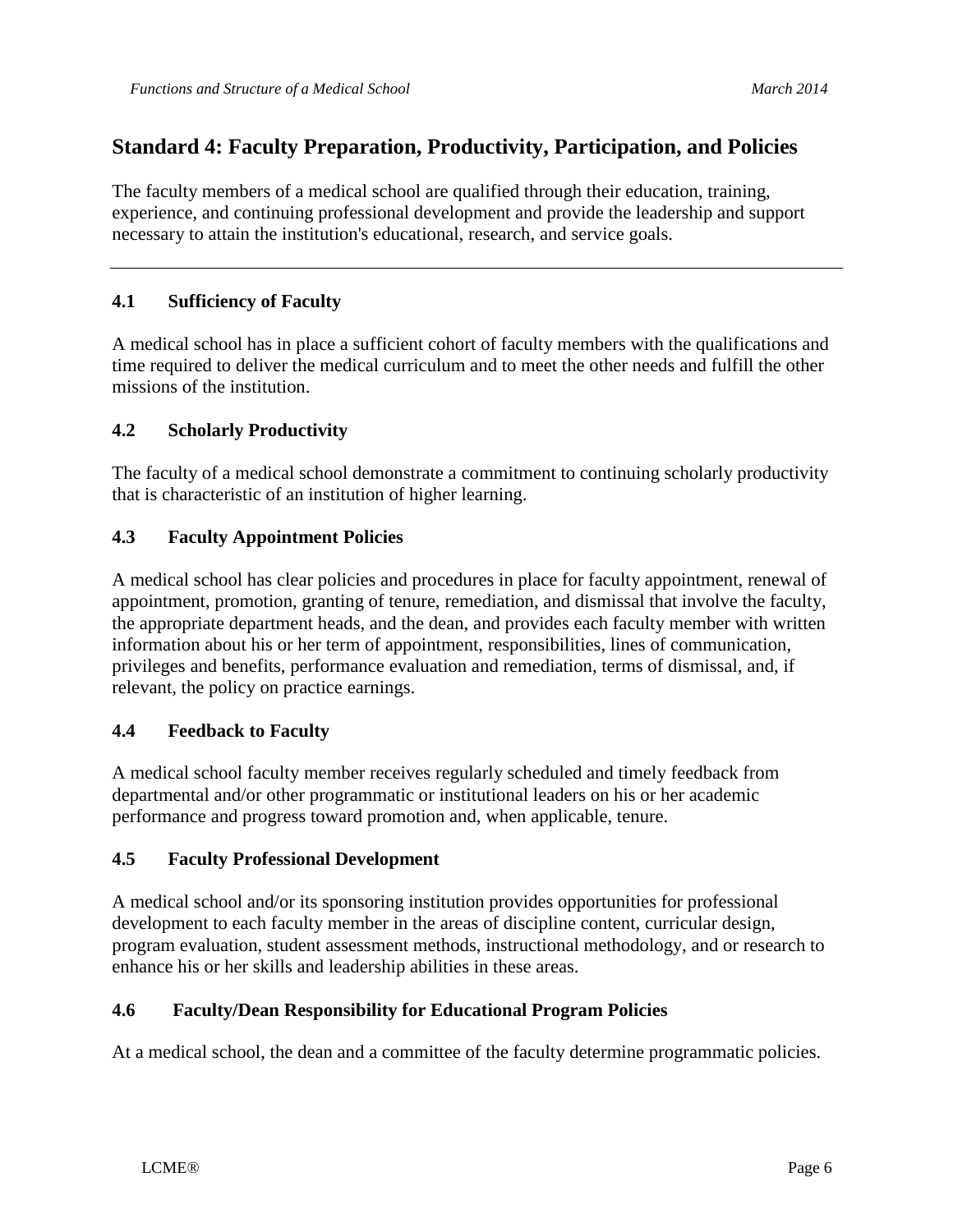## Standard 4: Faculty Preparation, Productivity, Participation, and Policies

The faculty members of a medical school are qualified through their education, training, experience, and continuing professional development and provide the leadership and support necessary to attain the institution's educational, research, and service goals.

---

### 4.1 Sufficiency of Faculty

A medical school has in place a sufficient cohort of faculty members with the qualifications and time required to deliver the medical curriculum and to meet the other needs and fulfill the other missions of the institution.

### 4.2 Scholarly Productivity

The faculty of a medical school demonstrate a commitment to continuing scholarly productivity that is characteristic of an institution of higher learning.

### 4.3 Faculty Appointment Policies

A medical school has clear policies and procedures in place for faculty appointment, renewal of appointment, promotion, granting of tenure, remediation, and dismissal that involve the faculty, the appropriate department heads, and the dean, and provides each faculty member with written information about his or her term of appointment, responsibilities, lines of communication, privileges and benefits, performance evaluation and remediation, terms of dismissal, and, if relevant, the policy on practice earnings.

### 4.4 Feedback to Faculty

A medical school faculty member receives regularly scheduled and timely feedback from departmental and/or other programmatic or institutional leaders on his or her academic performance and progress toward promotion and, when applicable, tenure.

### 4.5 Faculty Professional Development

A medical school and/or its sponsoring institution provides opportunities for professional development to each faculty member in the areas of discipline content, curricular design, program evaluation, student assessment methods, instructional methodology, and or research to enhance his or her skills and leadership abilities in these areas.

### 4.6 Faculty/Dean Responsibility for Educational Program Policies

At a medical school, the dean and a committee of the faculty determine programmatic policies.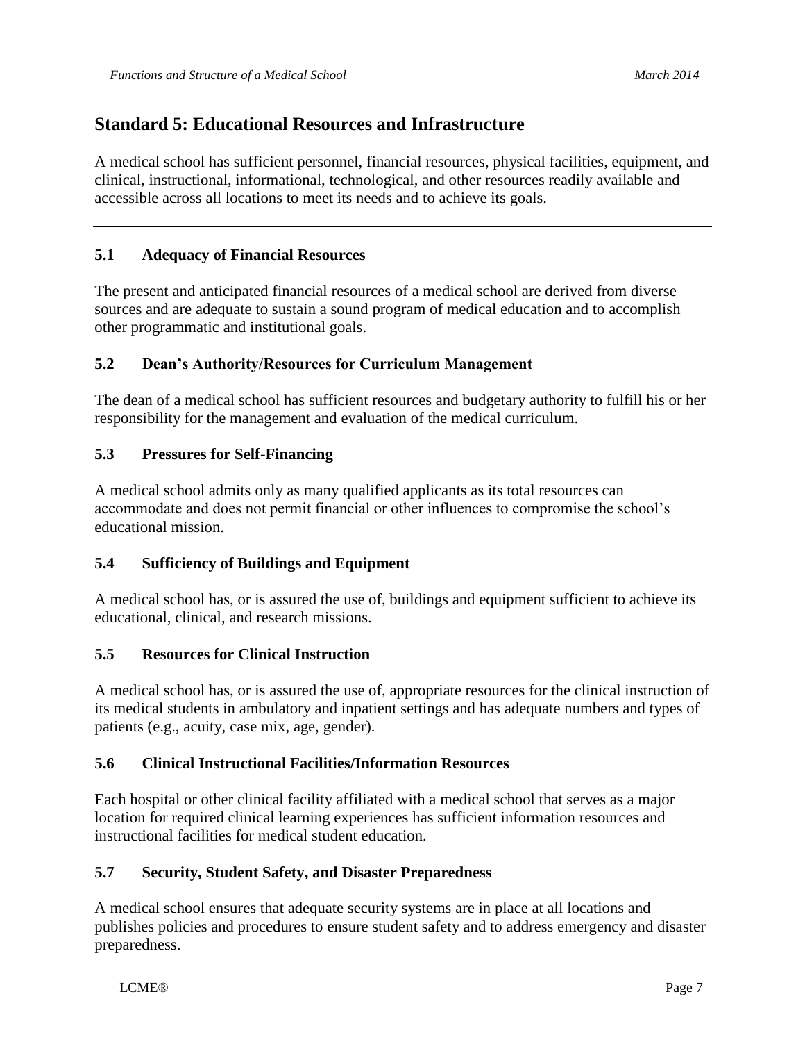## Standard 5: Educational Resources and Infrastructure

A medical school has sufficient personnel, financial resources, physical facilities, equipment, and clinical, instructional, informational, technological, and other resources readily available and accessible across all locations to meet its needs and to achieve its goals.

---

### 5.1 Adequacy of Financial Resources

The present and anticipated financial resources of a medical school are derived from diverse sources and are adequate to sustain a sound program of medical education and to accomplish other programmatic and institutional goals.

### 5.2 Dean's Authority/Resources for Curriculum Management

The dean of a medical school has sufficient resources and budgetary authority to fulfill his or her responsibility for the management and evaluation of the medical curriculum.

### 5.3 Pressures for Self-Financing

A medical school admits only as many qualified applicants as its total resources can accommodate and does not permit financial or other influences to compromise the school's educational mission.

### 5.4 Sufficiency of Buildings and Equipment

A medical school has, or is assured the use of, buildings and equipment sufficient to achieve its educational, clinical, and research missions.

### 5.5 Resources for Clinical Instruction

A medical school has, or is assured the use of, appropriate resources for the clinical instruction of its medical students in ambulatory and inpatient settings and has adequate numbers and types of patients (e.g., acuity, case mix, age, gender).

### 5.6 Clinical Instructional Facilities/Information Resources

Each hospital or other clinical facility affiliated with a medical school that serves as a major location for required clinical learning experiences has sufficient information resources and instructional facilities for medical student education.

### 5.7 Security, Student Safety, and Disaster Preparedness

A medical school ensures that adequate security systems are in place at all locations and publishes policies and procedures to ensure student safety and to address emergency and disaster preparedness.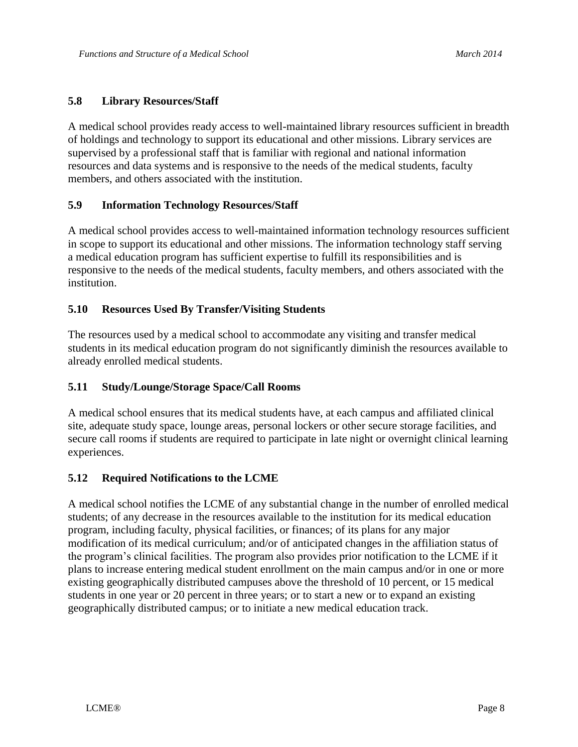### 5.8 Library Resources/Staff

A medical school provides ready access to well-maintained library resources sufficient in breadth of holdings and technology to support its educational and other missions. Library services are supervised by a professional staff that is familiar with regional and national information resources and data systems and is responsive to the needs of the medical students, faculty members, and others associated with the institution.

### 5.9 Information Technology Resources/Staff

A medical school provides access to well-maintained information technology resources sufficient in scope to support its educational and other missions. The information technology staff serving a medical education program has sufficient expertise to fulfill its responsibilities and is responsive to the needs of the medical students, faculty members, and others associated with the institution.

### 5.10 Resources Used By Transfer/Visiting Students

The resources used by a medical school to accommodate any visiting and transfer medical students in its medical education program do not significantly diminish the resources available to already enrolled medical students.

### 5.11 Study/Lounge/Storage Space/Call Rooms

A medical school ensures that its medical students have, at each campus and affiliated clinical site, adequate study space, lounge areas, personal lockers or other secure storage facilities, and secure call rooms if students are required to participate in late night or overnight clinical learning experiences.

### 5.12 Required Notifications to the LCME

A medical school notifies the LCME of any substantial change in the number of enrolled medical students; of any decrease in the resources available to the institution for its medical education program, including faculty, physical facilities, or finances; of its plans for any major modification of its medical curriculum; and/or of anticipated changes in the affiliation status of the program's clinical facilities. The program also provides prior notification to the LCME if it plans to increase entering medical student enrollment on the main campus and/or in one or more existing geographically distributed campuses above the threshold of 10 percent, or 15 medical students in one year or 20 percent in three years; or to start a new or to expand an existing geographically distributed campus; or to initiate a new medical education track.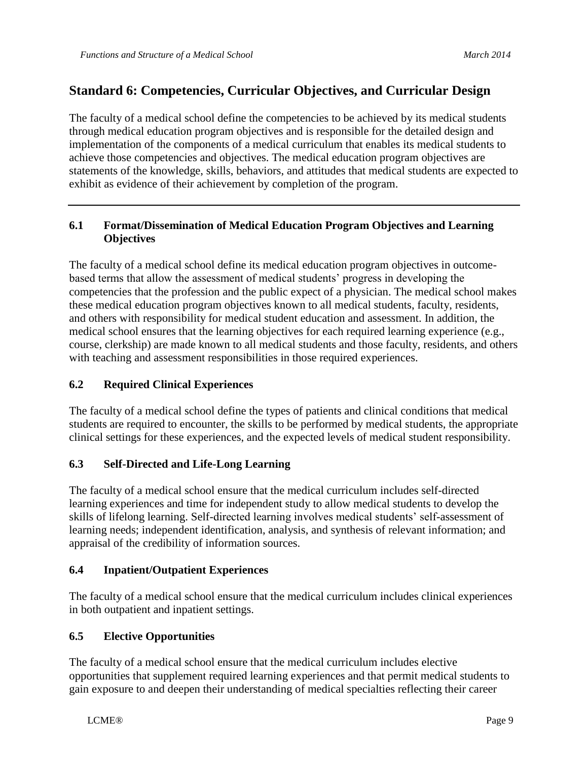## Standard 6: Competencies, Curricular Objectives, and Curricular Design

The faculty of a medical school define the competencies to be achieved by its medical students through medical education program objectives and is responsible for the detailed design and implementation of the components of a medical curriculum that enables its medical students to achieve those competencies and objectives. The medical education program objectives are statements of the knowledge, skills, behaviors, and attitudes that medical students are expected to exhibit as evidence of their achievement by completion of the program.

---

### 6.1 Format/Dissemination of Medical Education Program Objectives and Learning Objectives

The faculty of a medical school define its medical education program objectives in outcome-based terms that allow the assessment of medical students' progress in developing the competencies that the profession and the public expect of a physician. The medical school makes these medical education program objectives known to all medical students, faculty, residents, and others with responsibility for medical student education and assessment. In addition, the medical school ensures that the learning objectives for each required learning experience (e.g., course, clerkship) are made known to all medical students and those faculty, residents, and others with teaching and assessment responsibilities in those required experiences.

### 6.2 Required Clinical Experiences

The faculty of a medical school define the types of patients and clinical conditions that medical students are required to encounter, the skills to be performed by medical students, the appropriate clinical settings for these experiences, and the expected levels of medical student responsibility.

### 6.3 Self-Directed and Life-Long Learning

The faculty of a medical school ensure that the medical curriculum includes self-directed learning experiences and time for independent study to allow medical students to develop the skills of lifelong learning. Self-directed learning involves medical students' self-assessment of learning needs; independent identification, analysis, and synthesis of relevant information; and appraisal of the credibility of information sources.

### 6.4 Inpatient/Outpatient Experiences

The faculty of a medical school ensure that the medical curriculum includes clinical experiences in both outpatient and inpatient settings.

### 6.5 Elective Opportunities

The faculty of a medical school ensure that the medical curriculum includes elective opportunities that supplement required learning experiences and that permit medical students to gain exposure to and deepen their understanding of medical specialties reflecting their career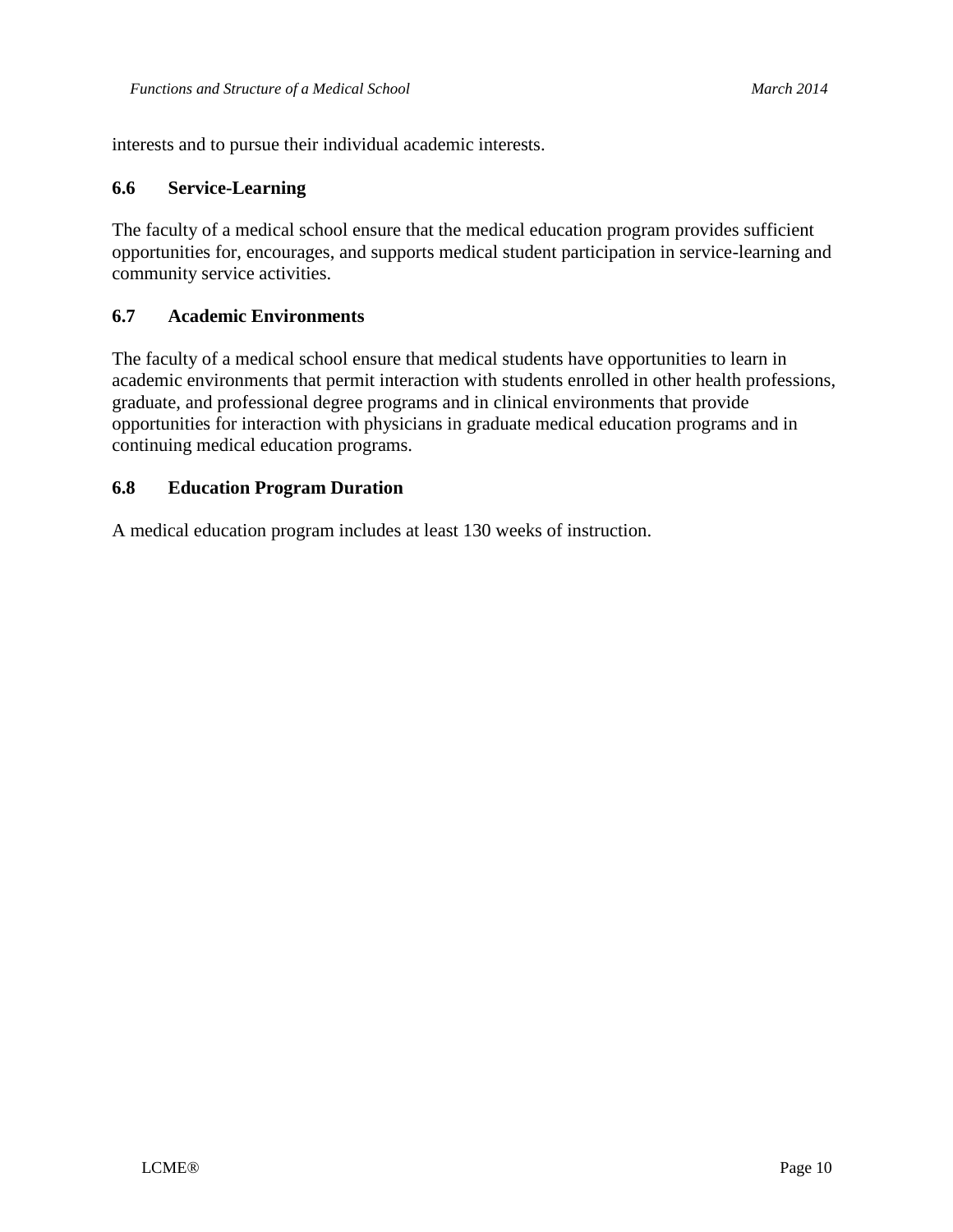interests and to pursue their individual academic interests.

### 6.6 Service-Learning

The faculty of a medical school ensure that the medical education program provides sufficient opportunities for, encourages, and supports medical student participation in service-learning and community service activities.

### 6.7 Academic Environments

The faculty of a medical school ensure that medical students have opportunities to learn in academic environments that permit interaction with students enrolled in other health professions, graduate, and professional degree programs and in clinical environments that provide opportunities for interaction with physicians in graduate medical education programs and in continuing medical education programs.

### 6.8 Education Program Duration

A medical education program includes at least 130 weeks of instruction.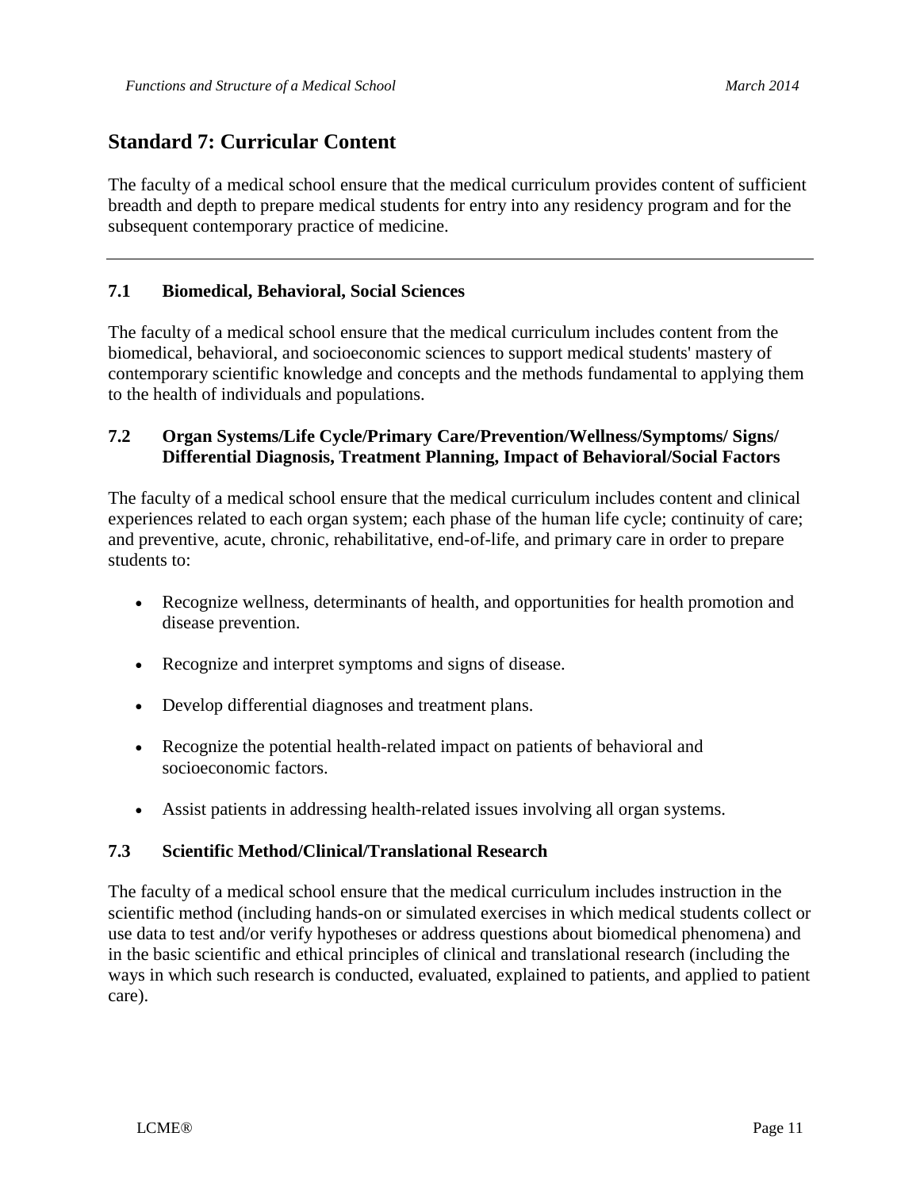## Standard 7: Curricular Content

The faculty of a medical school ensure that the medical curriculum provides content of sufficient breadth and depth to prepare medical students for entry into any residency program and for the subsequent contemporary practice of medicine.

---

### 7.1 Biomedical, Behavioral, Social Sciences

The faculty of a medical school ensure that the medical curriculum includes content from the biomedical, behavioral, and socioeconomic sciences to support medical students' mastery of contemporary scientific knowledge and concepts and the methods fundamental to applying them to the health of individuals and populations.

### 7.2 Organ Systems/Life Cycle/Primary Care/Prevention/Wellness/Symptoms/ Signs/ Differential Diagnosis, Treatment Planning, Impact of Behavioral/Social Factors

The faculty of a medical school ensure that the medical curriculum includes content and clinical experiences related to each organ system; each phase of the human life cycle; continuity of care; and preventive, acute, chronic, rehabilitative, end-of-life, and primary care in order to prepare students to:

- Recognize wellness, determinants of health, and opportunities for health promotion and disease prevention.
- Recognize and interpret symptoms and signs of disease.
- Develop differential diagnoses and treatment plans.
- Recognize the potential health-related impact on patients of behavioral and socioeconomic factors.
- Assist patients in addressing health-related issues involving all organ systems.

### 7.3 Scientific Method/Clinical/Translational Research

The faculty of a medical school ensure that the medical curriculum includes instruction in the scientific method (including hands-on or simulated exercises in which medical students collect or use data to test and/or verify hypotheses or address questions about biomedical phenomena) and in the basic scientific and ethical principles of clinical and translational research (including the ways in which such research is conducted, evaluated, explained to patients, and applied to patient care).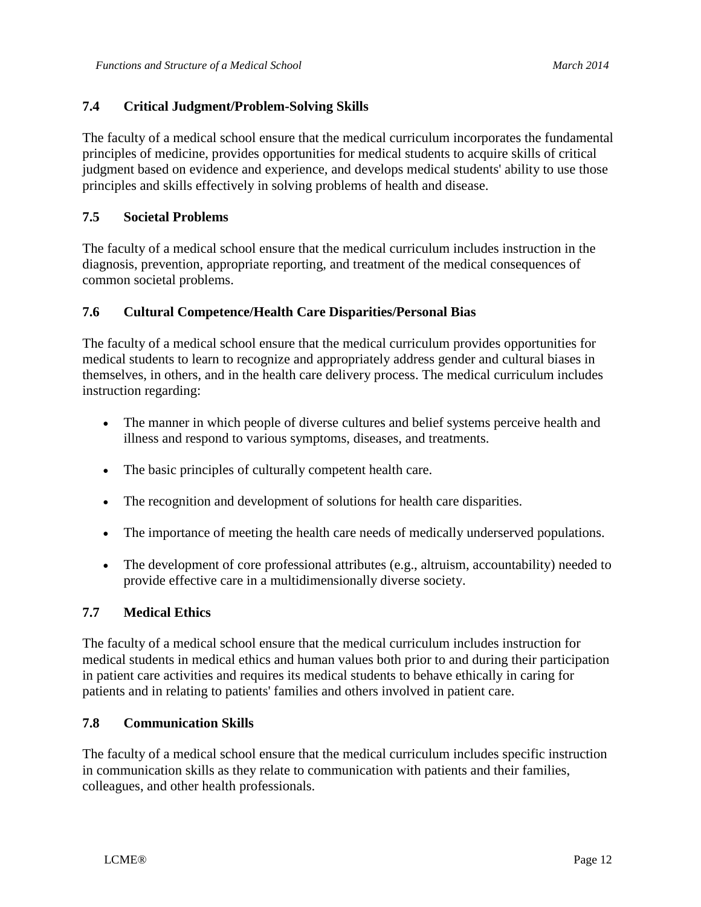### 7.4 Critical Judgment/Problem-Solving Skills

The faculty of a medical school ensure that the medical curriculum incorporates the fundamental principles of medicine, provides opportunities for medical students to acquire skills of critical judgment based on evidence and experience, and develops medical students' ability to use those principles and skills effectively in solving problems of health and disease.

### 7.5 Societal Problems

The faculty of a medical school ensure that the medical curriculum includes instruction in the diagnosis, prevention, appropriate reporting, and treatment of the medical consequences of common societal problems.

### 7.6 Cultural Competence/Health Care Disparities/Personal Bias

The faculty of a medical school ensure that the medical curriculum provides opportunities for medical students to learn to recognize and appropriately address gender and cultural biases in themselves, in others, and in the health care delivery process. The medical curriculum includes instruction regarding:

- The manner in which people of diverse cultures and belief systems perceive health and illness and respond to various symptoms, diseases, and treatments.
- The basic principles of culturally competent health care.
- The recognition and development of solutions for health care disparities.
- The importance of meeting the health care needs of medically underserved populations.
- The development of core professional attributes (e.g., altruism, accountability) needed to provide effective care in a multidimensionally diverse society.

### 7.7 Medical Ethics

The faculty of a medical school ensure that the medical curriculum includes instruction for medical students in medical ethics and human values both prior to and during their participation in patient care activities and requires its medical students to behave ethically in caring for patients and in relating to patients' families and others involved in patient care.

### 7.8 Communication Skills

The faculty of a medical school ensure that the medical curriculum includes specific instruction in communication skills as they relate to communication with patients and their families, colleagues, and other health professionals.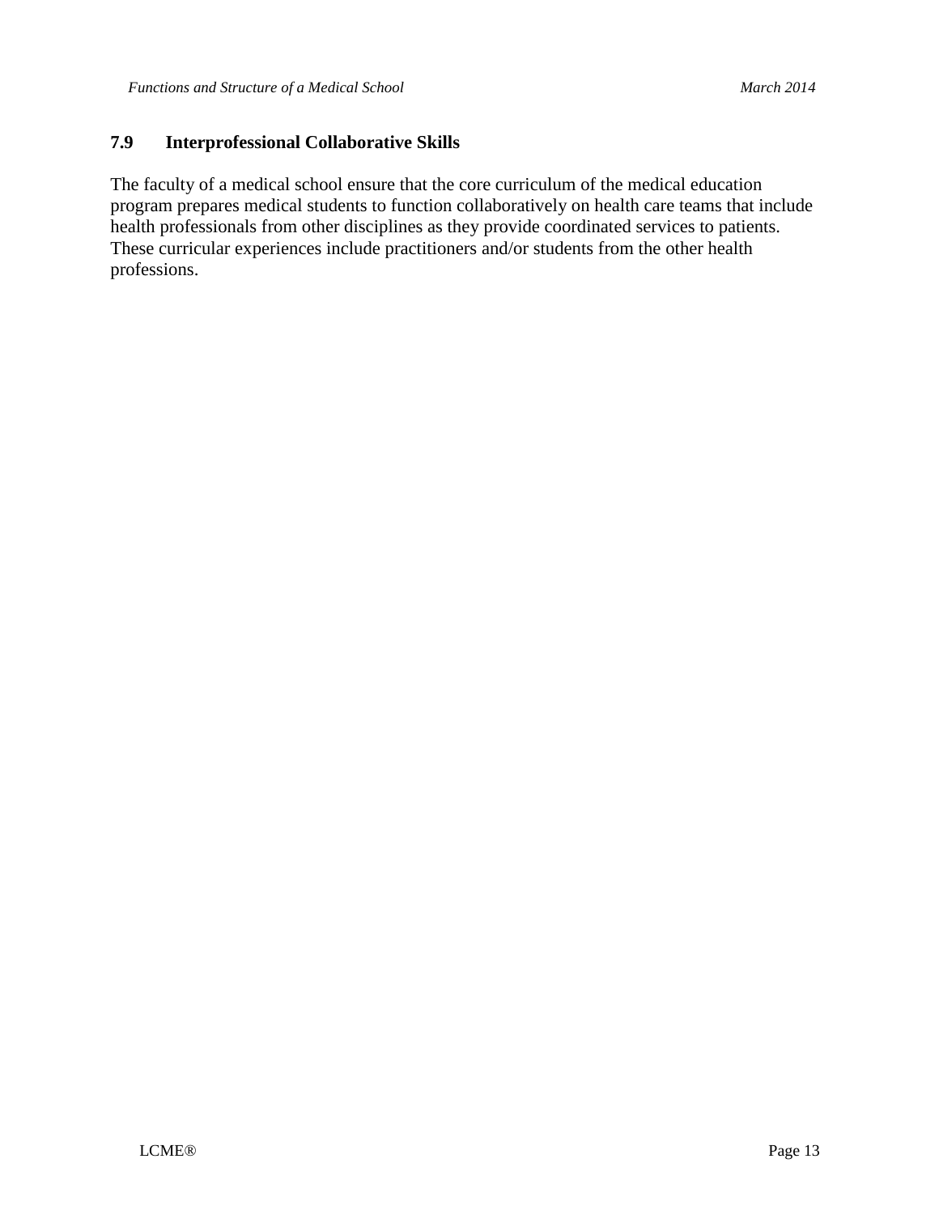### 7.9 Interprofessional Collaborative Skills

The faculty of a medical school ensure that the core curriculum of the medical education program prepares medical students to function collaboratively on health care teams that include health professionals from other disciplines as they provide coordinated services to patients. These curricular experiences include practitioners and/or students from the other health professions.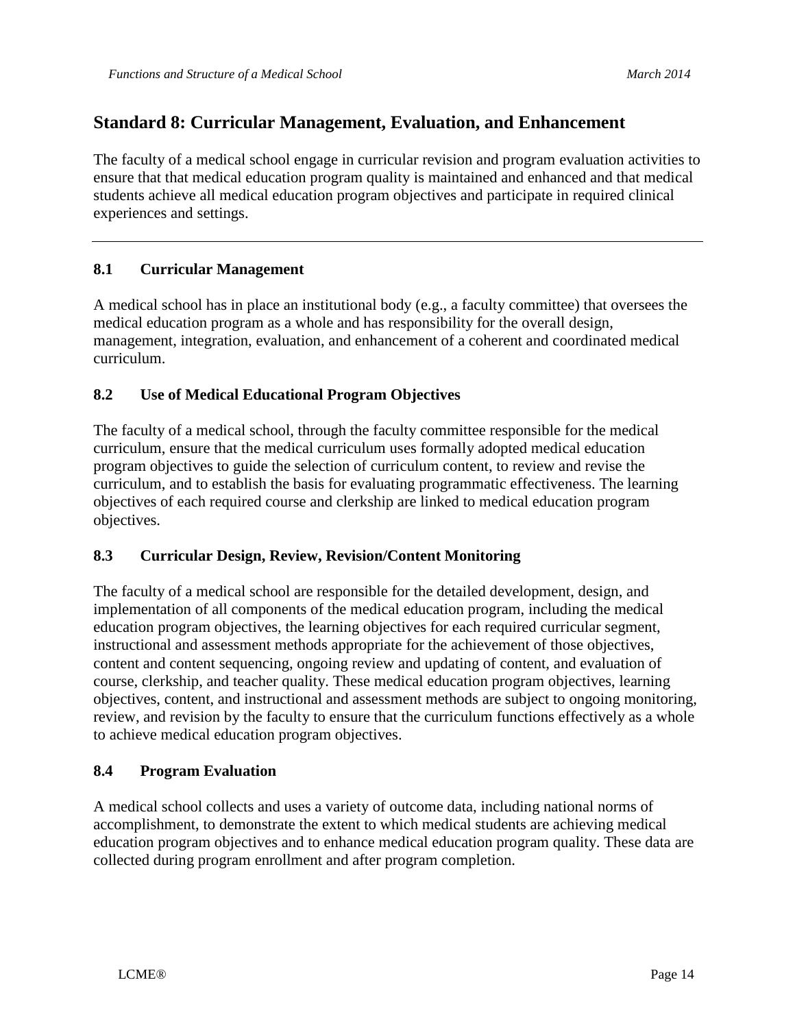## Standard 8: Curricular Management, Evaluation, and Enhancement

The faculty of a medical school engage in curricular revision and program evaluation activities to ensure that that medical education program quality is maintained and enhanced and that medical students achieve all medical education program objectives and participate in required clinical experiences and settings.

---

### 8.1 Curricular Management

A medical school has in place an institutional body (e.g., a faculty committee) that oversees the medical education program as a whole and has responsibility for the overall design, management, integration, evaluation, and enhancement of a coherent and coordinated medical curriculum.

### 8.2 Use of Medical Educational Program Objectives

The faculty of a medical school, through the faculty committee responsible for the medical curriculum, ensure that the medical curriculum uses formally adopted medical education program objectives to guide the selection of curriculum content, to review and revise the curriculum, and to establish the basis for evaluating programmatic effectiveness. The learning objectives of each required course and clerkship are linked to medical education program objectives.

### 8.3 Curricular Design, Review, Revision/Content Monitoring

The faculty of a medical school are responsible for the detailed development, design, and implementation of all components of the medical education program, including the medical education program objectives, the learning objectives for each required curricular segment, instructional and assessment methods appropriate for the achievement of those objectives, content and content sequencing, ongoing review and updating of content, and evaluation of course, clerkship, and teacher quality. These medical education program objectives, learning objectives, content, and instructional and assessment methods are subject to ongoing monitoring, review, and revision by the faculty to ensure that the curriculum functions effectively as a whole to achieve medical education program objectives.

### 8.4 Program Evaluation

A medical school collects and uses a variety of outcome data, including national norms of accomplishment, to demonstrate the extent to which medical students are achieving medical education program objectives and to enhance medical education program quality. These data are collected during program enrollment and after program completion.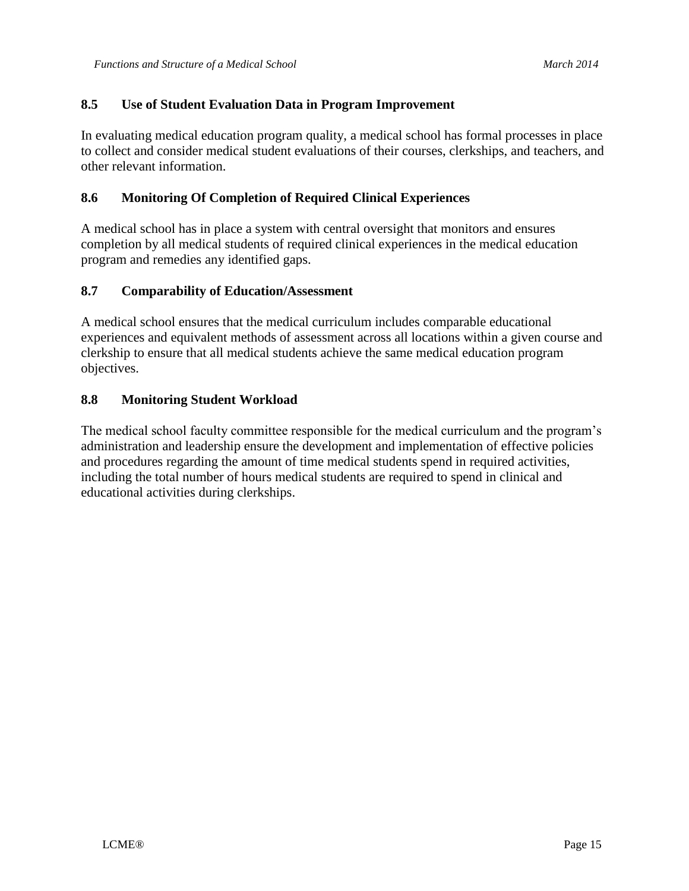### 8.5 Use of Student Evaluation Data in Program Improvement

In evaluating medical education program quality, a medical school has formal processes in place to collect and consider medical student evaluations of their courses, clerkships, and teachers, and other relevant information.

### 8.6 Monitoring Of Completion of Required Clinical Experiences

A medical school has in place a system with central oversight that monitors and ensures completion by all medical students of required clinical experiences in the medical education program and remedies any identified gaps.

### 8.7 Comparability of Education/Assessment

A medical school ensures that the medical curriculum includes comparable educational experiences and equivalent methods of assessment across all locations within a given course and clerkship to ensure that all medical students achieve the same medical education program objectives.

### 8.8 Monitoring Student Workload

The medical school faculty committee responsible for the medical curriculum and the program's administration and leadership ensure the development and implementation of effective policies and procedures regarding the amount of time medical students spend in required activities, including the total number of hours medical students are required to spend in clinical and educational activities during clerkships.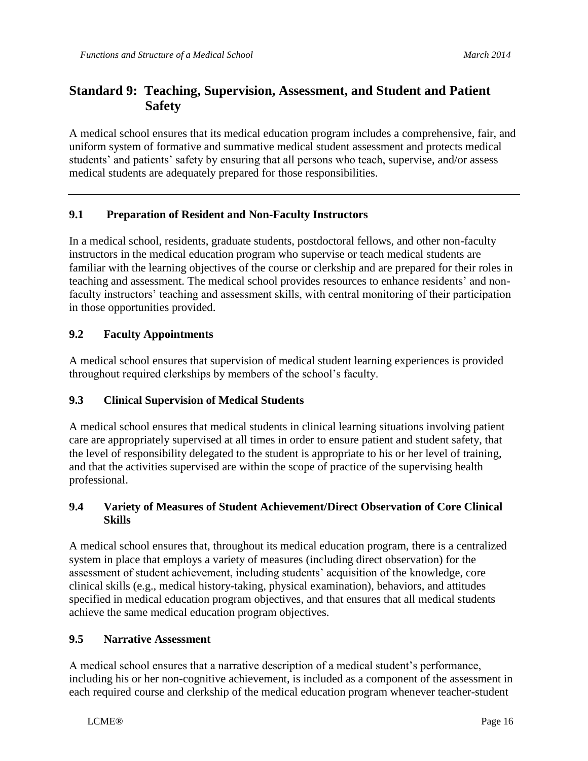## Standard 9: Teaching, Supervision, Assessment, and Student and Patient Safety

A medical school ensures that its medical education program includes a comprehensive, fair, and uniform system of formative and summative medical student assessment and protects medical students' and patients' safety by ensuring that all persons who teach, supervise, and/or assess medical students are adequately prepared for those responsibilities.

---

### 9.1 Preparation of Resident and Non-Faculty Instructors

In a medical school, residents, graduate students, postdoctoral fellows, and other non-faculty instructors in the medical education program who supervise or teach medical students are familiar with the learning objectives of the course or clerkship and are prepared for their roles in teaching and assessment. The medical school provides resources to enhance residents' and non-faculty instructors' teaching and assessment skills, with central monitoring of their participation in those opportunities provided.

### 9.2 Faculty Appointments

A medical school ensures that supervision of medical student learning experiences is provided throughout required clerkships by members of the school's faculty.

### 9.3 Clinical Supervision of Medical Students

A medical school ensures that medical students in clinical learning situations involving patient care are appropriately supervised at all times in order to ensure patient and student safety, that the level of responsibility delegated to the student is appropriate to his or her level of training, and that the activities supervised are within the scope of practice of the supervising health professional.

### 9.4 Variety of Measures of Student Achievement/Direct Observation of Core Clinical Skills

A medical school ensures that, throughout its medical education program, there is a centralized system in place that employs a variety of measures (including direct observation) for the assessment of student achievement, including students' acquisition of the knowledge, core clinical skills (e.g., medical history-taking, physical examination), behaviors, and attitudes specified in medical education program objectives, and that ensures that all medical students achieve the same medical education program objectives.

### 9.5 Narrative Assessment

A medical school ensures that a narrative description of a medical student's performance, including his or her non-cognitive achievement, is included as a component of the assessment in each required course and clerkship of the medical education program whenever teacher-student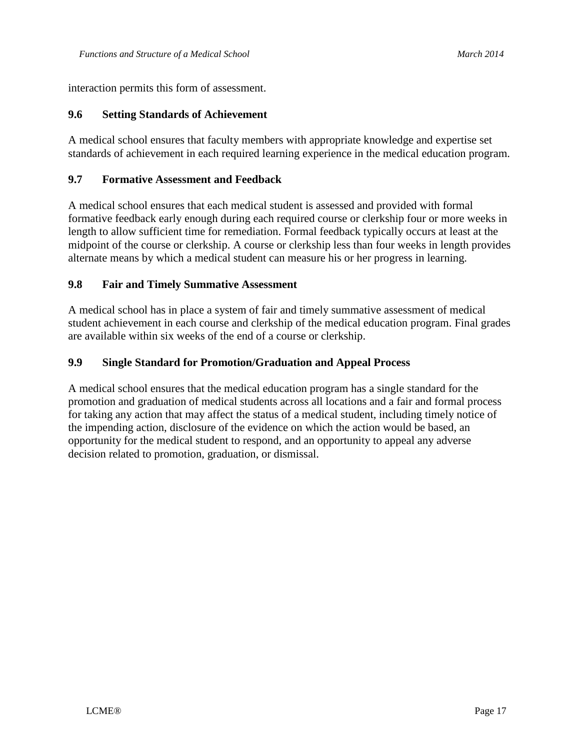interaction permits this form of assessment.

### 9.6 Setting Standards of Achievement

A medical school ensures that faculty members with appropriate knowledge and expertise set standards of achievement in each required learning experience in the medical education program.

### 9.7 Formative Assessment and Feedback

A medical school ensures that each medical student is assessed and provided with formal formative feedback early enough during each required course or clerkship four or more weeks in length to allow sufficient time for remediation. Formal feedback typically occurs at least at the midpoint of the course or clerkship. A course or clerkship less than four weeks in length provides alternate means by which a medical student can measure his or her progress in learning.

### 9.8 Fair and Timely Summative Assessment

A medical school has in place a system of fair and timely summative assessment of medical student achievement in each course and clerkship of the medical education program. Final grades are available within six weeks of the end of a course or clerkship.

### 9.9 Single Standard for Promotion/Graduation and Appeal Process

A medical school ensures that the medical education program has a single standard for the promotion and graduation of medical students across all locations and a fair and formal process for taking any action that may affect the status of a medical student, including timely notice of the impending action, disclosure of the evidence on which the action would be based, an opportunity for the medical student to respond, and an opportunity to appeal any adverse decision related to promotion, graduation, or dismissal.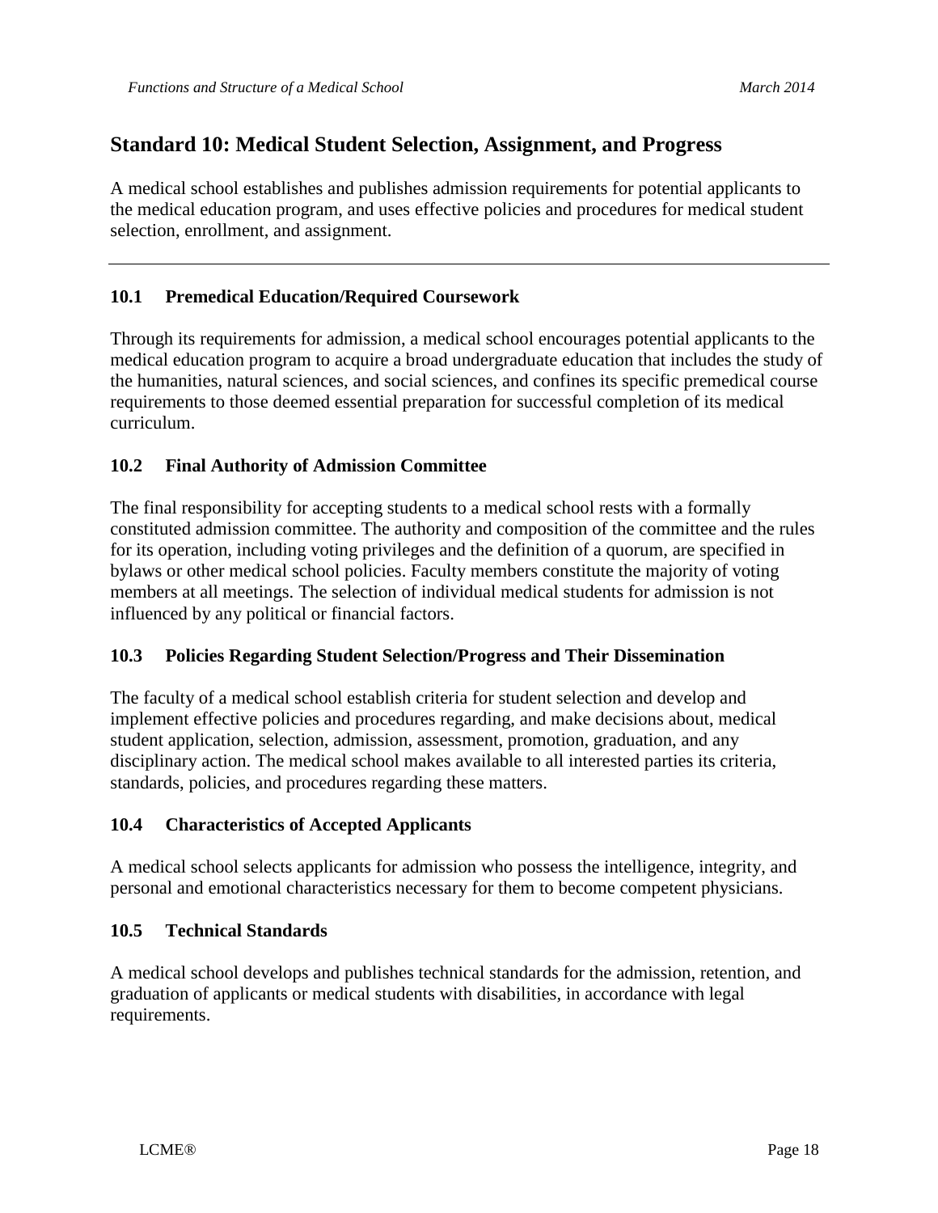## Standard 10: Medical Student Selection, Assignment, and Progress

A medical school establishes and publishes admission requirements for potential applicants to the medical education program, and uses effective policies and procedures for medical student selection, enrollment, and assignment.

---

### 10.1 Premedical Education/Required Coursework

Through its requirements for admission, a medical school encourages potential applicants to the medical education program to acquire a broad undergraduate education that includes the study of the humanities, natural sciences, and social sciences, and confines its specific premedical course requirements to those deemed essential preparation for successful completion of its medical curriculum.

### 10.2 Final Authority of Admission Committee

The final responsibility for accepting students to a medical school rests with a formally constituted admission committee. The authority and composition of the committee and the rules for its operation, including voting privileges and the definition of a quorum, are specified in bylaws or other medical school policies. Faculty members constitute the majority of voting members at all meetings. The selection of individual medical students for admission is not influenced by any political or financial factors.

### 10.3 Policies Regarding Student Selection/Progress and Their Dissemination

The faculty of a medical school establish criteria for student selection and develop and implement effective policies and procedures regarding, and make decisions about, medical student application, selection, admission, assessment, promotion, graduation, and any disciplinary action. The medical school makes available to all interested parties its criteria, standards, policies, and procedures regarding these matters.

### 10.4 Characteristics of Accepted Applicants

A medical school selects applicants for admission who possess the intelligence, integrity, and personal and emotional characteristics necessary for them to become competent physicians.

### 10.5 Technical Standards

A medical school develops and publishes technical standards for the admission, retention, and graduation of applicants or medical students with disabilities, in accordance with legal requirements.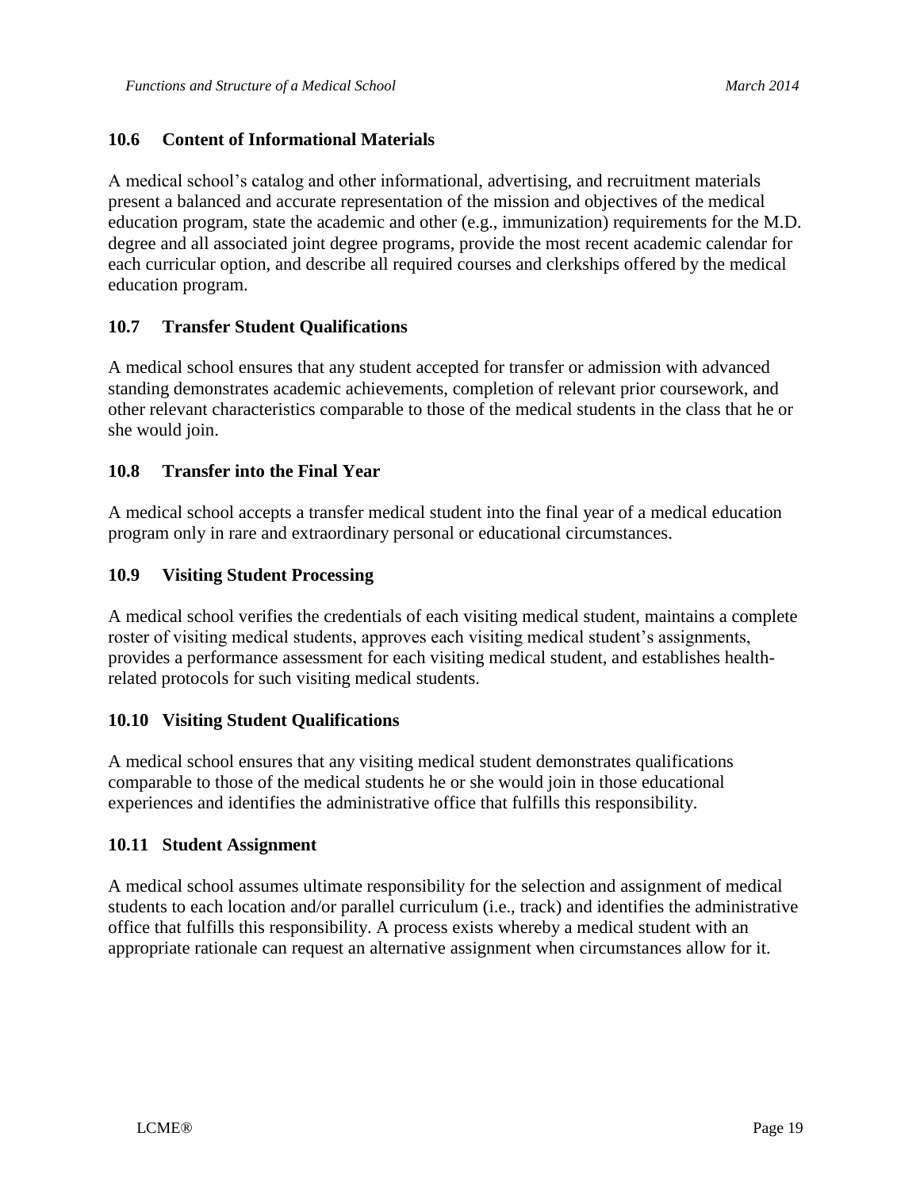### 10.6 Content of Informational Materials

A medical school's catalog and other informational, advertising, and recruitment materials present a balanced and accurate representation of the mission and objectives of the medical education program, state the academic and other (e.g., immunization) requirements for the M.D. degree and all associated joint degree programs, provide the most recent academic calendar for each curricular option, and describe all required courses and clerkships offered by the medical education program.

### 10.7 Transfer Student Qualifications

A medical school ensures that any student accepted for transfer or admission with advanced standing demonstrates academic achievements, completion of relevant prior coursework, and other relevant characteristics comparable to those of the medical students in the class that he or she would join.

### 10.8 Transfer into the Final Year

A medical school accepts a transfer medical student into the final year of a medical education program only in rare and extraordinary personal or educational circumstances.

### 10.9 Visiting Student Processing

A medical school verifies the credentials of each visiting medical student, maintains a complete roster of visiting medical students, approves each visiting medical student's assignments, provides a performance assessment for each visiting medical student, and establishes health-related protocols for such visiting medical students.

### 10.10 Visiting Student Qualifications

A medical school ensures that any visiting medical student demonstrates qualifications comparable to those of the medical students he or she would join in those educational experiences and identifies the administrative office that fulfills this responsibility.

### 10.11 Student Assignment

A medical school assumes ultimate responsibility for the selection and assignment of medical students to each location and/or parallel curriculum (i.e., track) and identifies the administrative office that fulfills this responsibility. A process exists whereby a medical student with an appropriate rationale can request an alternative assignment when circumstances allow for it.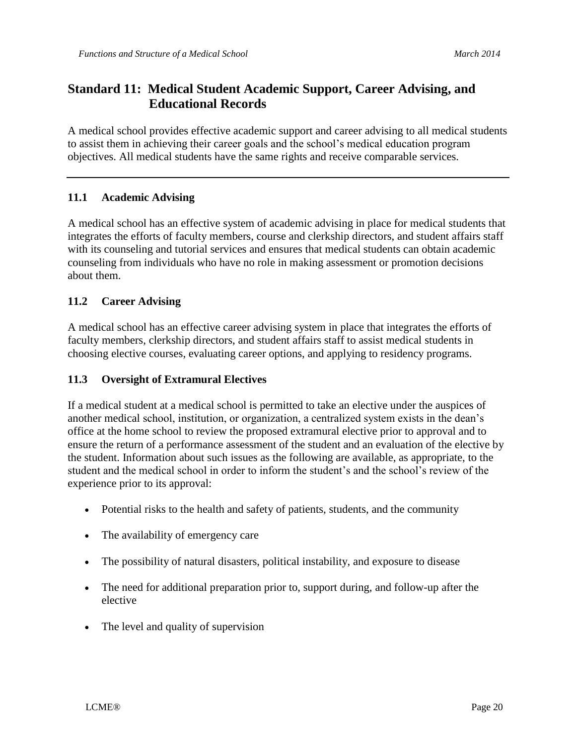## Standard 11: Medical Student Academic Support, Career Advising, and Educational Records

A medical school provides effective academic support and career advising to all medical students to assist them in achieving their career goals and the school's medical education program objectives. All medical students have the same rights and receive comparable services.

---

### 11.1 Academic Advising

A medical school has an effective system of academic advising in place for medical students that integrates the efforts of faculty members, course and clerkship directors, and student affairs staff with its counseling and tutorial services and ensures that medical students can obtain academic counseling from individuals who have no role in making assessment or promotion decisions about them.

### 11.2 Career Advising

A medical school has an effective career advising system in place that integrates the efforts of faculty members, clerkship directors, and student affairs staff to assist medical students in choosing elective courses, evaluating career options, and applying to residency programs.

### 11.3 Oversight of Extramural Electives

If a medical student at a medical school is permitted to take an elective under the auspices of another medical school, institution, or organization, a centralized system exists in the dean's office at the home school to review the proposed extramural elective prior to approval and to ensure the return of a performance assessment of the student and an evaluation of the elective by the student. Information about such issues as the following are available, as appropriate, to the student and the medical school in order to inform the student's and the school's review of the experience prior to its approval:

- Potential risks to the health and safety of patients, students, and the community
- The availability of emergency care
- The possibility of natural disasters, political instability, and exposure to disease
- The need for additional preparation prior to, support during, and follow-up after the elective
- The level and quality of supervision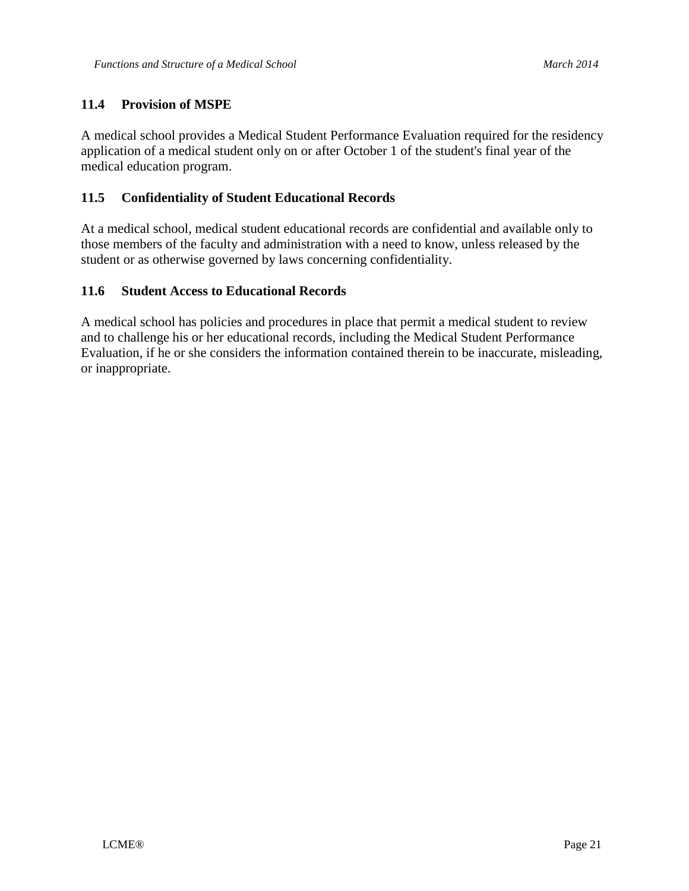### 11.4 Provision of MSPE

A medical school provides a Medical Student Performance Evaluation required for the residency application of a medical student only on or after October 1 of the student's final year of the medical education program.

### 11.5 Confidentiality of Student Educational Records

At a medical school, medical student educational records are confidential and available only to those members of the faculty and administration with a need to know, unless released by the student or as otherwise governed by laws concerning confidentiality.

### 11.6 Student Access to Educational Records

A medical school has policies and procedures in place that permit a medical student to review and to challenge his or her educational records, including the Medical Student Performance Evaluation, if he or she considers the information contained therein to be inaccurate, misleading, or inappropriate.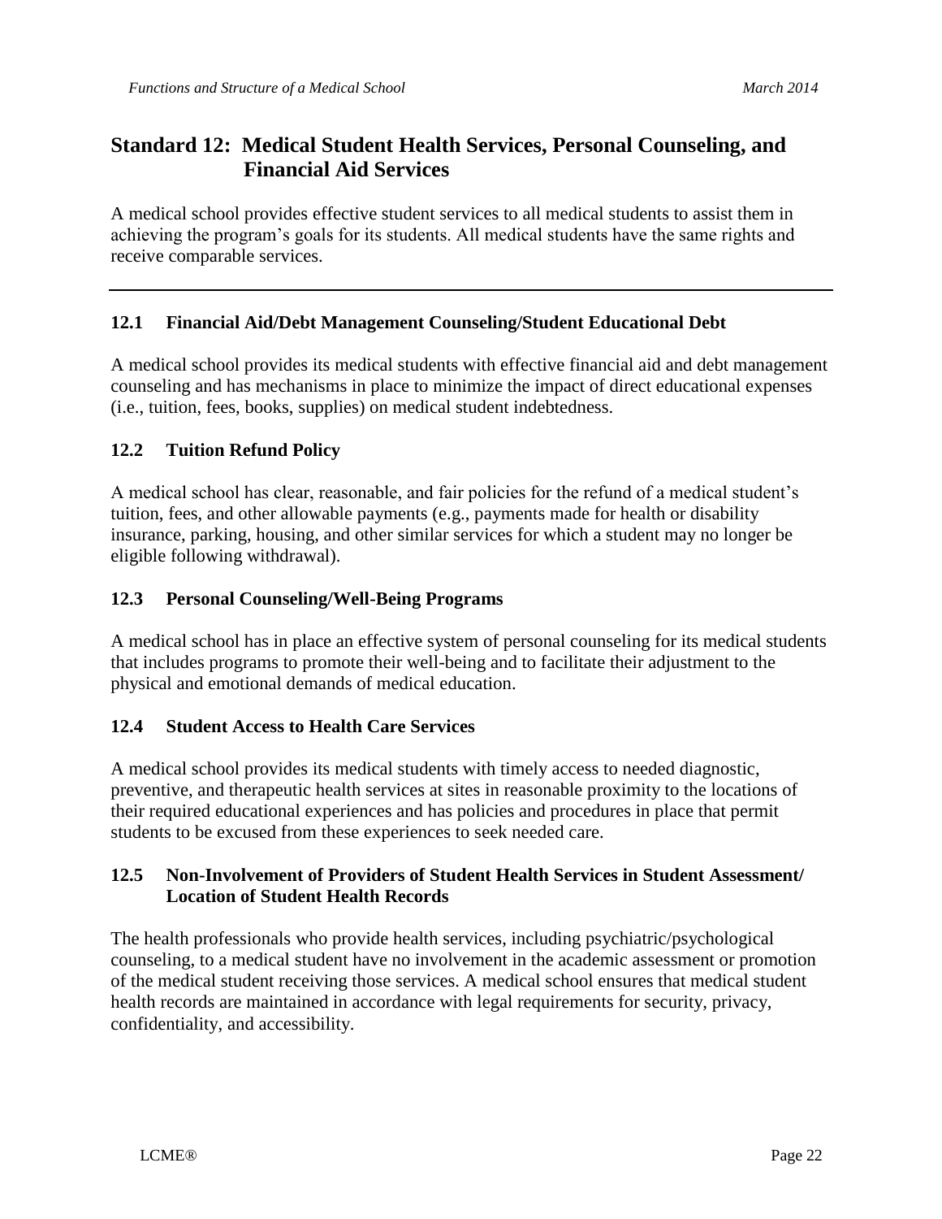## Standard 12: Medical Student Health Services, Personal Counseling, and Financial Aid Services

A medical school provides effective student services to all medical students to assist them in achieving the program's goals for its students. All medical students have the same rights and receive comparable services.

---

### 12.1 Financial Aid/Debt Management Counseling/Student Educational Debt

A medical school provides its medical students with effective financial aid and debt management counseling and has mechanisms in place to minimize the impact of direct educational expenses (i.e., tuition, fees, books, supplies) on medical student indebtedness.

### 12.2 Tuition Refund Policy

A medical school has clear, reasonable, and fair policies for the refund of a medical student's tuition, fees, and other allowable payments (e.g., payments made for health or disability insurance, parking, housing, and other similar services for which a student may no longer be eligible following withdrawal).

### 12.3 Personal Counseling/Well-Being Programs

A medical school has in place an effective system of personal counseling for its medical students that includes programs to promote their well-being and to facilitate their adjustment to the physical and emotional demands of medical education.

### 12.4 Student Access to Health Care Services

A medical school provides its medical students with timely access to needed diagnostic, preventive, and therapeutic health services at sites in reasonable proximity to the locations of their required educational experiences and has policies and procedures in place that permit students to be excused from these experiences to seek needed care.

### 12.5 Non-Involvement of Providers of Student Health Services in Student Assessment/ Location of Student Health Records

The health professionals who provide health services, including psychiatric/psychological counseling, to a medical student have no involvement in the academic assessment or promotion of the medical student receiving those services. A medical school ensures that medical student health records are maintained in accordance with legal requirements for security, privacy, confidentiality, and accessibility.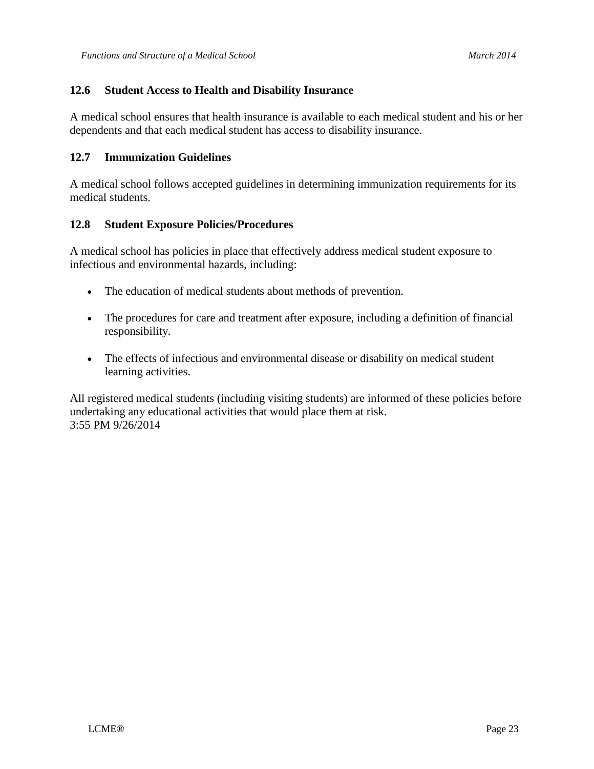### 12.6 Student Access to Health and Disability Insurance

A medical school ensures that health insurance is available to each medical student and his or her dependents and that each medical student has access to disability insurance.

### 12.7 Immunization Guidelines

A medical school follows accepted guidelines in determining immunization requirements for its medical students.

### 12.8 Student Exposure Policies/Procedures

A medical school has policies in place that effectively address medical student exposure to infectious and environmental hazards, including:

- The education of medical students about methods of prevention.
- The procedures for care and treatment after exposure, including a definition of financial responsibility.
- The effects of infectious and environmental disease or disability on medical student learning activities.

All registered medical students (including visiting students) are informed of these policies before undertaking any educational activities that would place them at risk.
3:55 PM 9/26/2014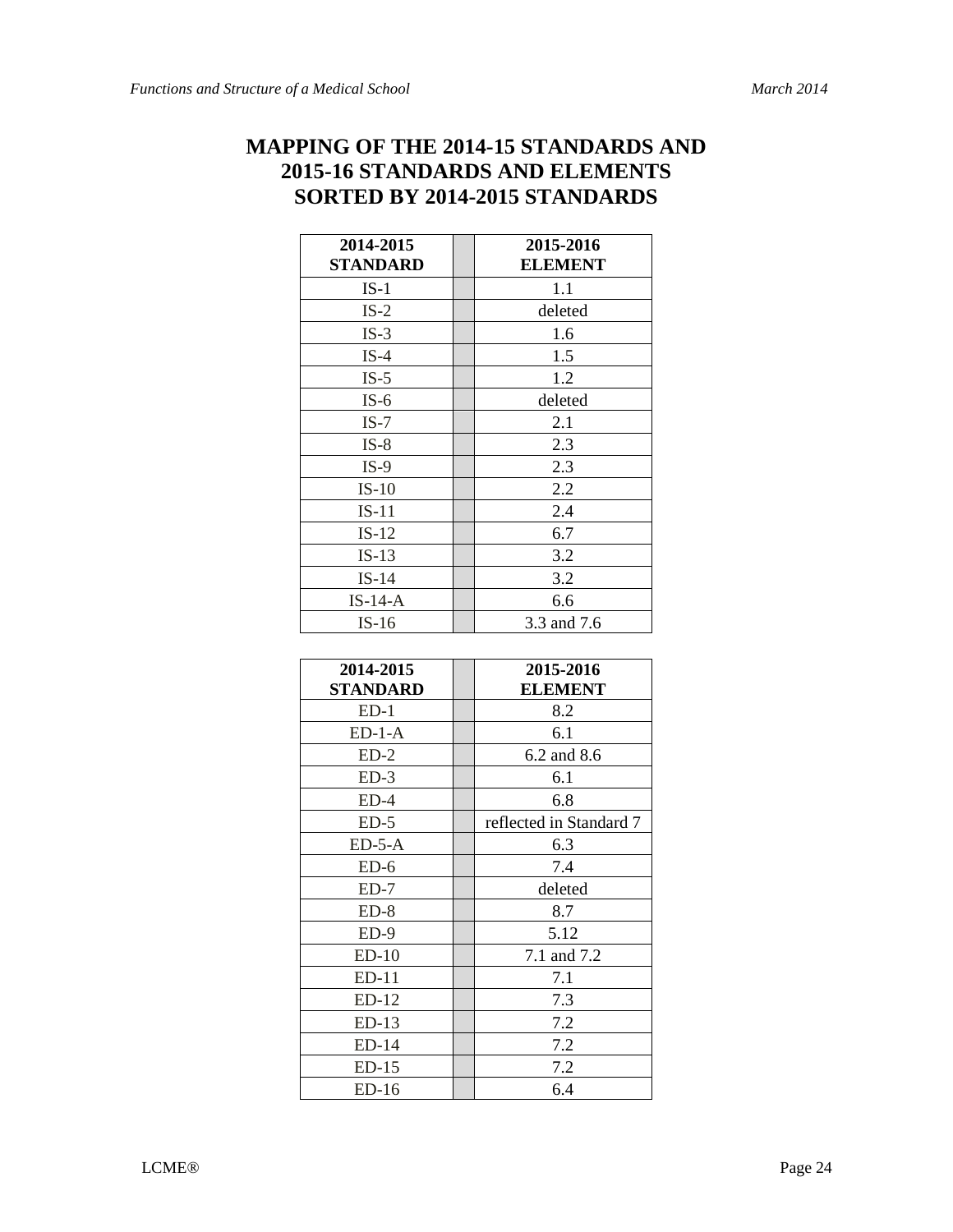# MAPPING OF THE 2014-15 STANDARDS AND 2015-16 STANDARDS AND ELEMENTS SORTED BY 2014-2015 STANDARDS

| 2014-2015 STANDARD | | 2015-2016 ELEMENT |
|---|---|---|
| IS-1 | | 1.1 |
| IS-2 | | deleted |
| IS-3 | | 1.6 |
| IS-4 | | 1.5 |
| IS-5 | | 1.2 |
| IS-6 | | deleted |
| IS-7 | | 2.1 |
| IS-8 | | 2.3 |
| IS-9 | | 2.3 |
| IS-10 | | 2.2 |
| IS-11 | | 2.4 |
| IS-12 | | 6.7 |
| IS-13 | | 3.2 |
| IS-14 | | 3.2 |
| IS-14-A | | 6.6 |
| IS-16 | | 3.3 and 7.6 |

| 2014-2015 STANDARD | | 2015-2016 ELEMENT |
|---|---|---|
| ED-1 | | 8.2 |
| ED-1-A | | 6.1 |
| ED-2 | | 6.2 and 8.6 |
| ED-3 | | 6.1 |
| ED-4 | | 6.8 |
| ED-5 | | reflected in Standard 7 |
| ED-5-A | | 6.3 |
| ED-6 | | 7.4 |
| ED-7 | | deleted |
| ED-8 | | 8.7 |
| ED-9 | | 5.12 |
| ED-10 | | 7.1 and 7.2 |
| ED-11 | | 7.1 |
| ED-12 | | 7.3 |
| ED-13 | | 7.2 |
| ED-14 | | 7.2 |
| ED-15 | | 7.2 |
| ED-16 | | 6.4 |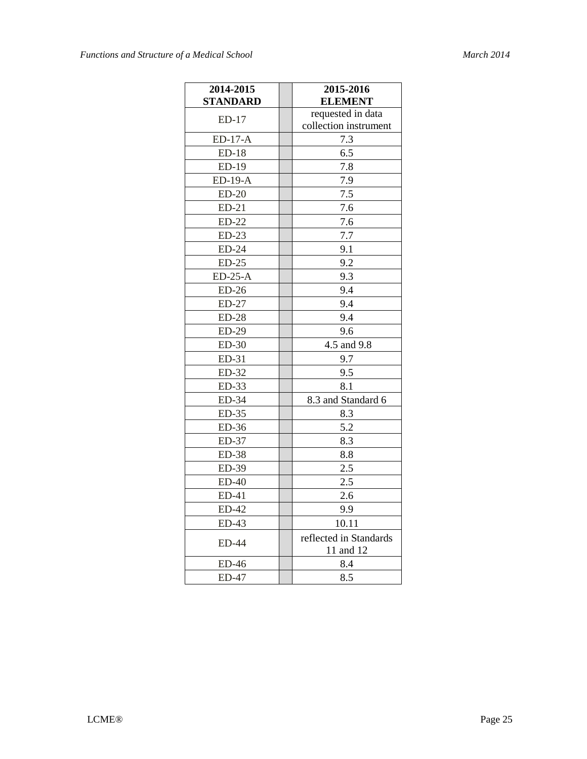| 2014-2015 STANDARD | | 2015-2016 ELEMENT |
|---|---|---|
| ED-17 | | requested in data collection instrument |
| ED-17-A | | 7.3 |
| ED-18 | | 6.5 |
| ED-19 | | 7.8 |
| ED-19-A | | 7.9 |
| ED-20 | | 7.5 |
| ED-21 | | 7.6 |
| ED-22 | | 7.6 |
| ED-23 | | 7.7 |
| ED-24 | | 9.1 |
| ED-25 | | 9.2 |
| ED-25-A | | 9.3 |
| ED-26 | | 9.4 |
| ED-27 | | 9.4 |
| ED-28 | | 9.4 |
| ED-29 | | 9.6 |
| ED-30 | | 4.5 and 9.8 |
| ED-31 | | 9.7 |
| ED-32 | | 9.5 |
| ED-33 | | 8.1 |
| ED-34 | | 8.3 and Standard 6 |
| ED-35 | | 8.3 |
| ED-36 | | 5.2 |
| ED-37 | | 8.3 |
| ED-38 | | 8.8 |
| ED-39 | | 2.5 |
| ED-40 | | 2.5 |
| ED-41 | | 2.6 |
| ED-42 | | 9.9 |
| ED-43 | | 10.11 |
| ED-44 | | reflected in Standards 11 and 12 |
| ED-46 | | 8.4 |
| ED-47 | | 8.5 |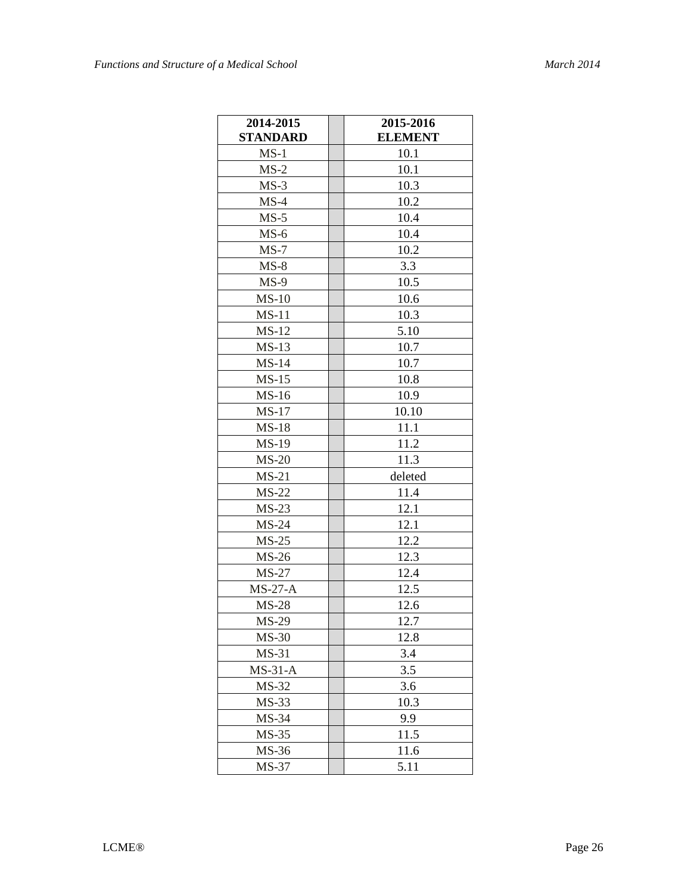| 2014-2015 STANDARD | | 2015-2016 ELEMENT |
|---|---|---|
| MS-1 | | 10.1 |
| MS-2 | | 10.1 |
| MS-3 | | 10.3 |
| MS-4 | | 10.2 |
| MS-5 | | 10.4 |
| MS-6 | | 10.4 |
| MS-7 | | 10.2 |
| MS-8 | | 3.3 |
| MS-9 | | 10.5 |
| MS-10 | | 10.6 |
| MS-11 | | 10.3 |
| MS-12 | | 5.10 |
| MS-13 | | 10.7 |
| MS-14 | | 10.7 |
| MS-15 | | 10.8 |
| MS-16 | | 10.9 |
| MS-17 | | 10.10 |
| MS-18 | | 11.1 |
| MS-19 | | 11.2 |
| MS-20 | | 11.3 |
| MS-21 | | deleted |
| MS-22 | | 11.4 |
| MS-23 | | 12.1 |
| MS-24 | | 12.1 |
| MS-25 | | 12.2 |
| MS-26 | | 12.3 |
| MS-27 | | 12.4 |
| MS-27-A | | 12.5 |
| MS-28 | | 12.6 |
| MS-29 | | 12.7 |
| MS-30 | | 12.8 |
| MS-31 | | 3.4 |
| MS-31-A | | 3.5 |
| MS-32 | | 3.6 |
| MS-33 | | 10.3 |
| MS-34 | | 9.9 |
| MS-35 | | 11.5 |
| MS-36 | | 11.6 |
| MS-37 | | 5.11 |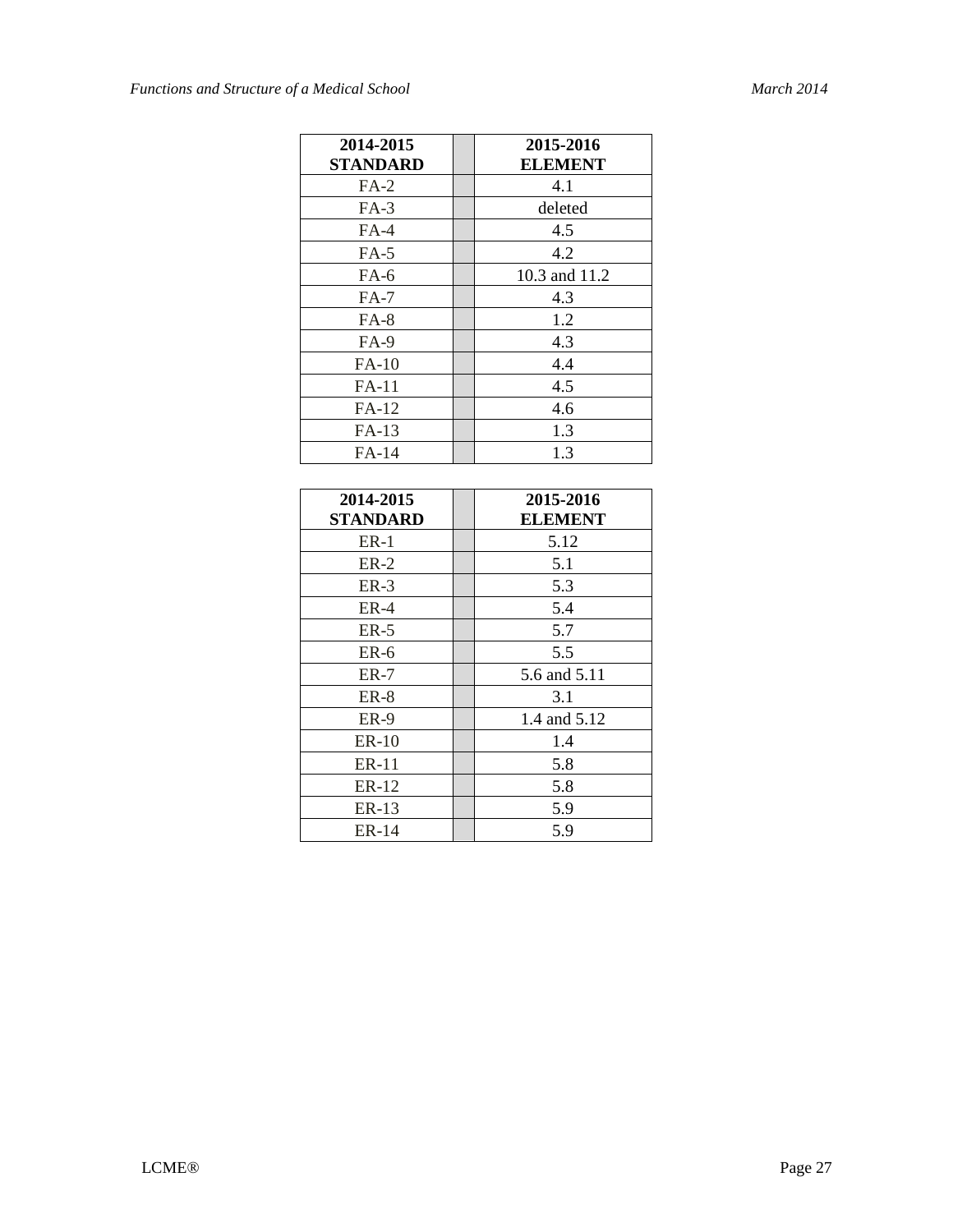| 2014-2015 STANDARD | | 2015-2016 ELEMENT |
|---|---|---|
| FA-2 | | 4.1 |
| FA-3 | | deleted |
| FA-4 | | 4.5 |
| FA-5 | | 4.2 |
| FA-6 | | 10.3 and 11.2 |
| FA-7 | | 4.3 |
| FA-8 | | 1.2 |
| FA-9 | | 4.3 |
| FA-10 | | 4.4 |
| FA-11 | | 4.5 |
| FA-12 | | 4.6 |
| FA-13 | | 1.3 |
| FA-14 | | 1.3 |

| 2014-2015 STANDARD | | 2015-2016 ELEMENT |
|---|---|---|
| ER-1 | | 5.12 |
| ER-2 | | 5.1 |
| ER-3 | | 5.3 |
| ER-4 | | 5.4 |
| ER-5 | | 5.7 |
| ER-6 | | 5.5 |
| ER-7 | | 5.6 and 5.11 |
| ER-8 | | 3.1 |
| ER-9 | | 1.4 and 5.12 |
| ER-10 | | 1.4 |
| ER-11 | | 5.8 |
| ER-12 | | 5.8 |
| ER-13 | | 5.9 |
| ER-14 | | 5.9 |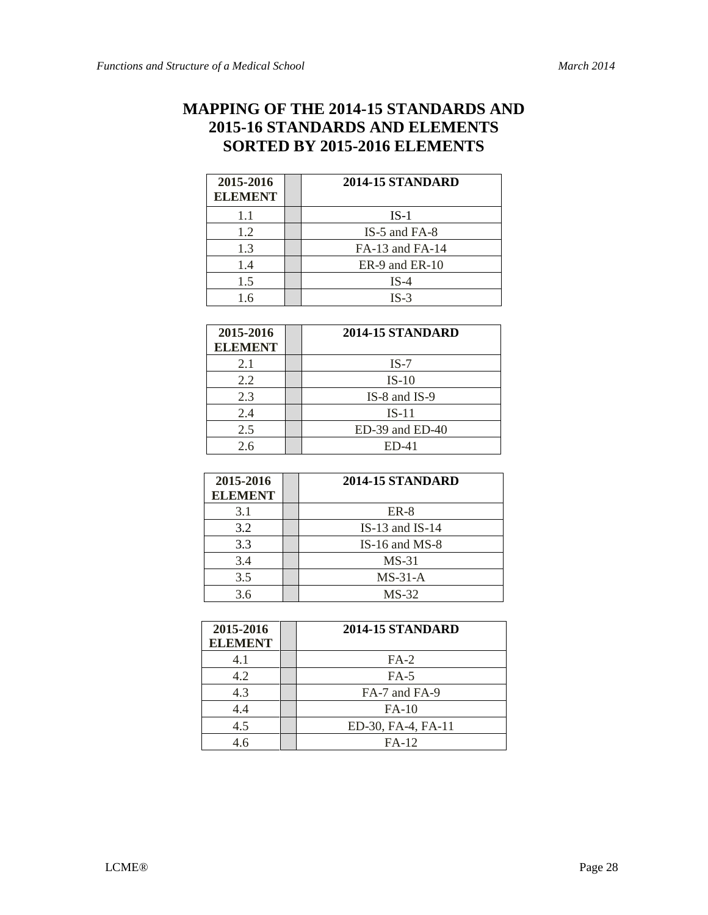# MAPPING OF THE 2014-15 STANDARDS AND 2015-16 STANDARDS AND ELEMENTS SORTED BY 2015-2016 ELEMENTS

| 2015-2016 ELEMENT | | 2014-15 STANDARD |
|---|---|---|
| 1.1 | | IS-1 |
| 1.2 | | IS-5 and FA-8 |
| 1.3 | | FA-13 and FA-14 |
| 1.4 | | ER-9 and ER-10 |
| 1.5 | | IS-4 |
| 1.6 | | IS-3 |

| 2015-2016 ELEMENT | | 2014-15 STANDARD |
|---|---|---|
| 2.1 | | IS-7 |
| 2.2 | | IS-10 |
| 2.3 | | IS-8 and IS-9 |
| 2.4 | | IS-11 |
| 2.5 | | ED-39 and ED-40 |
| 2.6 | | ED-41 |

| 2015-2016 ELEMENT | | 2014-15 STANDARD |
|---|---|---|
| 3.1 | | ER-8 |
| 3.2 | | IS-13 and IS-14 |
| 3.3 | | IS-16 and MS-8 |
| 3.4 | | MS-31 |
| 3.5 | | MS-31-A |
| 3.6 | | MS-32 |

| 2015-2016 ELEMENT | | 2014-15 STANDARD |
|---|---|---|
| 4.1 | | FA-2 |
| 4.2 | | FA-5 |
| 4.3 | | FA-7 and FA-9 |
| 4.4 | | FA-10 |
| 4.5 | | ED-30, FA-4, FA-11 |
| 4.6 | | FA-12 |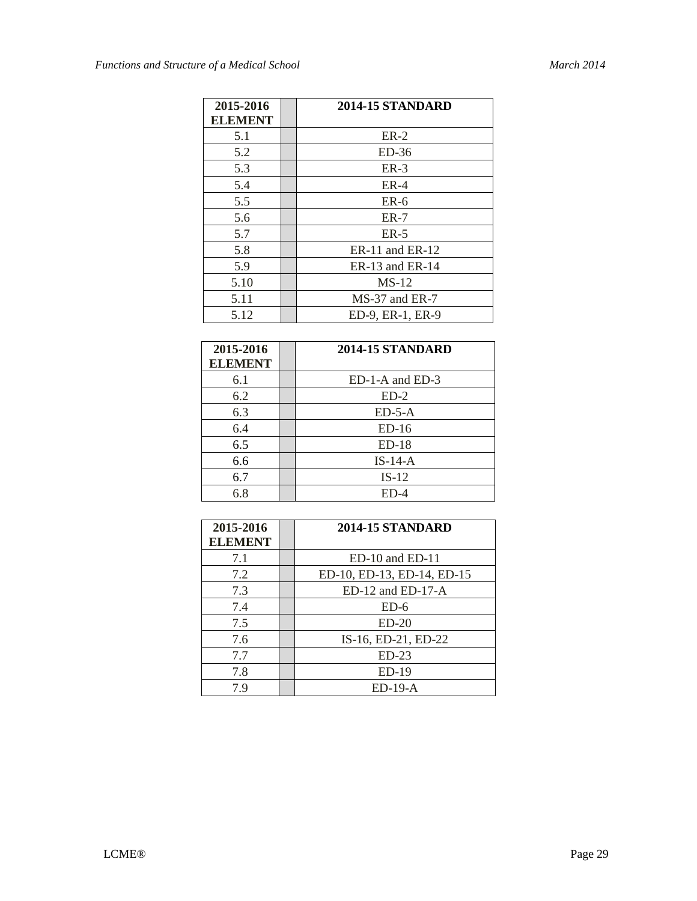| 2015-2016 ELEMENT | | 2014-15 STANDARD |
|---|---|---|
| 5.1 | | ER-2 |
| 5.2 | | ED-36 |
| 5.3 | | ER-3 |
| 5.4 | | ER-4 |
| 5.5 | | ER-6 |
| 5.6 | | ER-7 |
| 5.7 | | ER-5 |
| 5.8 | | ER-11 and ER-12 |
| 5.9 | | ER-13 and ER-14 |
| 5.10 | | MS-12 |
| 5.11 | | MS-37 and ER-7 |
| 5.12 | | ED-9, ER-1, ER-9 |

| 2015-2016 ELEMENT | | 2014-15 STANDARD |
|---|---|---|
| 6.1 | | ED-1-A and ED-3 |
| 6.2 | | ED-2 |
| 6.3 | | ED-5-A |
| 6.4 | | ED-16 |
| 6.5 | | ED-18 |
| 6.6 | | IS-14-A |
| 6.7 | | IS-12 |
| 6.8 | | ED-4 |

| 2015-2016 ELEMENT | | 2014-15 STANDARD |
|---|---|---|
| 7.1 | | ED-10 and ED-11 |
| 7.2 | | ED-10, ED-13, ED-14, ED-15 |
| 7.3 | | ED-12 and ED-17-A |
| 7.4 | | ED-6 |
| 7.5 | | ED-20 |
| 7.6 | | IS-16, ED-21, ED-22 |
| 7.7 | | ED-23 |
| 7.8 | | ED-19 |
| 7.9 | | ED-19-A |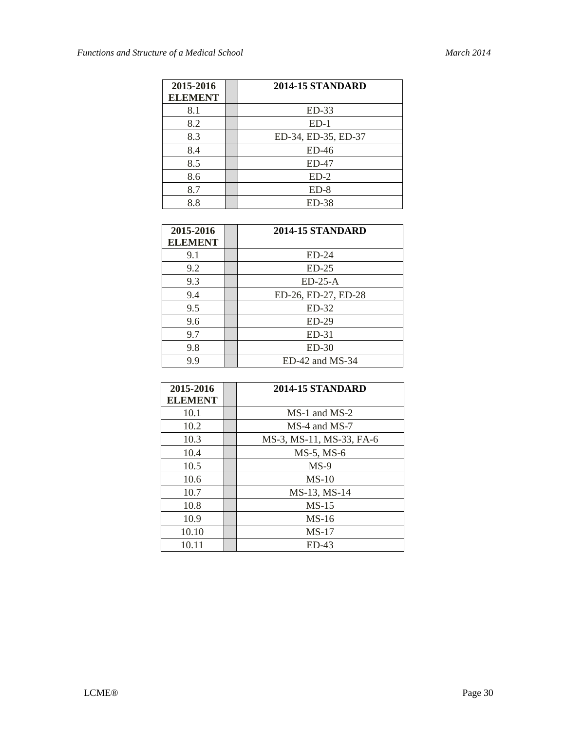| 2015-2016 ELEMENT | | 2014-15 STANDARD |
|---|---|---|
| 8.1 | | ED-33 |
| 8.2 | | ED-1 |
| 8.3 | | ED-34, ED-35, ED-37 |
| 8.4 | | ED-46 |
| 8.5 | | ED-47 |
| 8.6 | | ED-2 |
| 8.7 | | ED-8 |
| 8.8 | | ED-38 |

| 2015-2016 ELEMENT | | 2014-15 STANDARD |
|---|---|---|
| 9.1 | | ED-24 |
| 9.2 | | ED-25 |
| 9.3 | | ED-25-A |
| 9.4 | | ED-26, ED-27, ED-28 |
| 9.5 | | ED-32 |
| 9.6 | | ED-29 |
| 9.7 | | ED-31 |
| 9.8 | | ED-30 |
| 9.9 | | ED-42 and MS-34 |

| 2015-2016 ELEMENT | | 2014-15 STANDARD |
|---|---|---|
| 10.1 | | MS-1 and MS-2 |
| 10.2 | | MS-4 and MS-7 |
| 10.3 | | MS-3, MS-11, MS-33, FA-6 |
| 10.4 | | MS-5, MS-6 |
| 10.5 | | MS-9 |
| 10.6 | | MS-10 |
| 10.7 | | MS-13, MS-14 |
| 10.8 | | MS-15 |
| 10.9 | | MS-16 |
| 10.10 | | MS-17 |
| 10.11 | | ED-43 |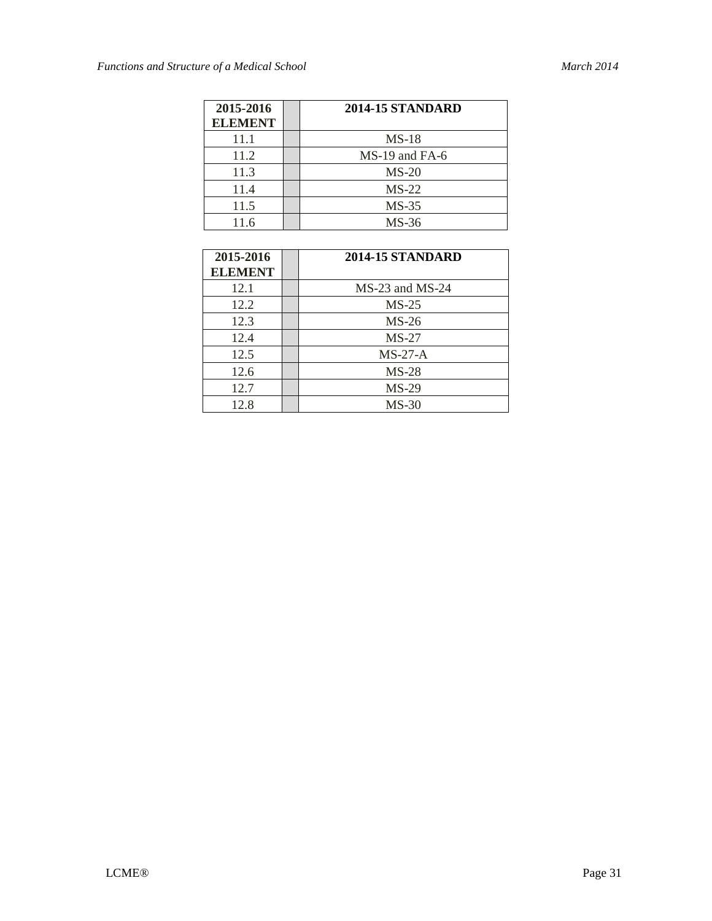| 2015-2016 ELEMENT | | 2014-15 STANDARD |
|---|---|---|
| 11.1 | | MS-18 |
| 11.2 | | MS-19 and FA-6 |
| 11.3 | | MS-20 |
| 11.4 | | MS-22 |
| 11.5 | | MS-35 |
| 11.6 | | MS-36 |

| 2015-2016 ELEMENT | | 2014-15 STANDARD |
|---|---|---|
| 12.1 | | MS-23 and MS-24 |
| 12.2 | | MS-25 |
| 12.3 | | MS-26 |
| 12.4 | | MS-27 |
| 12.5 | | MS-27-A |
| 12.6 | | MS-28 |
| 12.7 | | MS-29 |
| 12.8 | | MS-30 |